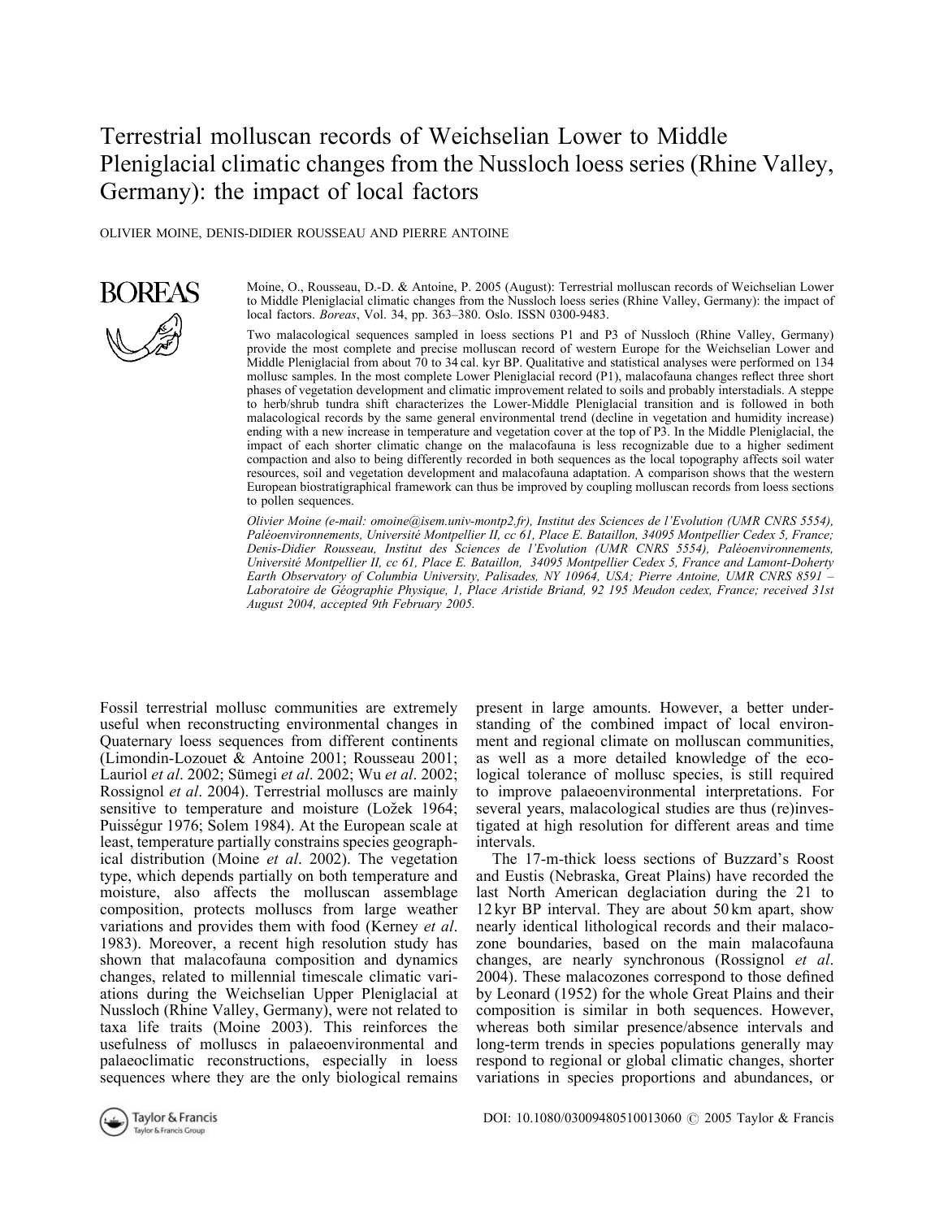# Terrestrial molluscan records of Weichselian Lower to Middle Pleniglacial climatic changes from the Nussloch loess series (Rhine Valley, Germany): the impact of local factors

OLIVIER MOINE, DENIS-DIDIER ROUSSEAU AND PIERRE ANTOINE

Moine, O., Rousseau, D.-D. & Antoine, P. 2005 (August): Terrestrial molluscan records of Weichselian Lower to Middle Pleniglacial climatic changes from the Nussloch loess series (Rhine Valley, Germany): the impact of local factors. *Boreas*, Vol. 34, pp. 363–380. Oslo. ISSN 0300-9483.

Two malacological sequences sampled in loess sections P1 and P3 of Nussloch (Rhine Valley, Germany) provide the most complete and precise molluscan record of western Europe for the Weichselian Lower and Middle Pleniglacial from about 70 to 34 cal. kyr BP. Qualitative and statistical analyses were performed on 134 mollusc samples. In the most complete Lower Pleniglacial record (P1), malacofauna changes reflect three short phases of vegetation development and climatic improvement related to soils and probably interstadials. A steppe to herb/shrub tundra shift characterizes the Lower-Middle Pleniglacial transition and is followed in both malacological records by the same general environmental trend (decline in vegetation and humidity increase) ending with a new increase in temperature and vegetation cover at the top of P3. In the Middle Pleniglacial, the impact of each shorter climatic change on the malacofauna is less recognizable due to a higher sediment compaction and also to being differently recorded in both sequences as the local topography affects soil water resources, soil and vegetation development and malacofauna adaptation. A comparison shows that the western European biostratigraphical framework can thus be improved by coupling molluscan records from loess sections to pollen sequences.

*Olivier Moine (e-mail: omoine@isem.univ-montp2.fr), Institut des Sciences de l'Evolution (UMR CNRS 5554), Paléoenvironnements, Université Montpellier II, cc 61, Place E. Bataillon, 34095 Montpellier Cedex 5, France; Denis-Didier Rousseau, Institut des Sciences de l'Evolution (UMR CNRS 5554), Paléoenvironnements, Université Montpellier II, cc 61, Place E. Bataillon, 34095 Montpellier Cedex 5, France and Lamont-Doherty Earth Observatory of Columbia University, Palisades, NY 10964, USA; Pierre Antoine, UMR CNRS 8591 – Laboratoire de Géographie Physique, 1, Place Aristide Briand, 92 195 Meudon cedex, France; received 31st August 2004, accepted 9th February 2005.*

Fossil terrestrial mollusc communities are extremely useful when reconstructing environmental changes in Quaternary loess sequences from different continents (Limondin-Lozouet & Antoine 2001; Rousseau 2001; Lauriol *et al*. 2002; Sümegi *et al*. 2002; Wu *et al*. 2002; Rossignol *et al*. 2004). Terrestrial molluscs are mainly sensitive to temperature and moisture (Ložek 1964; Puisségur 1976; Solem 1984). At the European scale at least, temperature partially constrains species geographical distribution (Moine *et al*. 2002). The vegetation type, which depends partially on both temperature and moisture, also affects the molluscan assemblage composition, protects molluscs from large weather variations and provides them with food (Kerney *et al*. 1983). Moreover, a recent high resolution study has shown that malacofauna composition and dynamics changes, related to millennial timescale climatic variations during the Weichselian Upper Pleniglacial at Nussloch (Rhine Valley, Germany), were not related to taxa life traits (Moine 2003). This reinforces the usefulness of molluscs in palaeoenvironmental and palaeoclimatic reconstructions, especially in loess sequences where they are the only biological remains present in large amounts. However, a better understanding of the combined impact of local environment and regional climate on molluscan communities, as well as a more detailed knowledge of the ecological tolerance of mollusc species, is still required to improve palaeoenvironmental interpretations. For several years, malacological studies are thus (re)investigated at high resolution for different areas and time intervals.

The 17-m-thick loess sections of Buzzard's Roost and Eustis (Nebraska, Great Plains) have recorded the last North American deglaciation during the 21 to 12 kyr BP interval. They are about 50 km apart, show nearly identical lithological records and their malacozone boundaries, based on the main malacofauna changes, are nearly synchronous (Rossignol *et al*. 2004). These malacozones correspond to those defined by Leonard (1952) for the whole Great Plains and their composition is similar in both sequences. However, whereas both similar presence/absence intervals and long-term trends in species populations generally may respond to regional or global climatic changes, shorter variations in species proportions and abundances, or

DOI: 10.1080/03009480510013060 © 2005 Taylor & Francis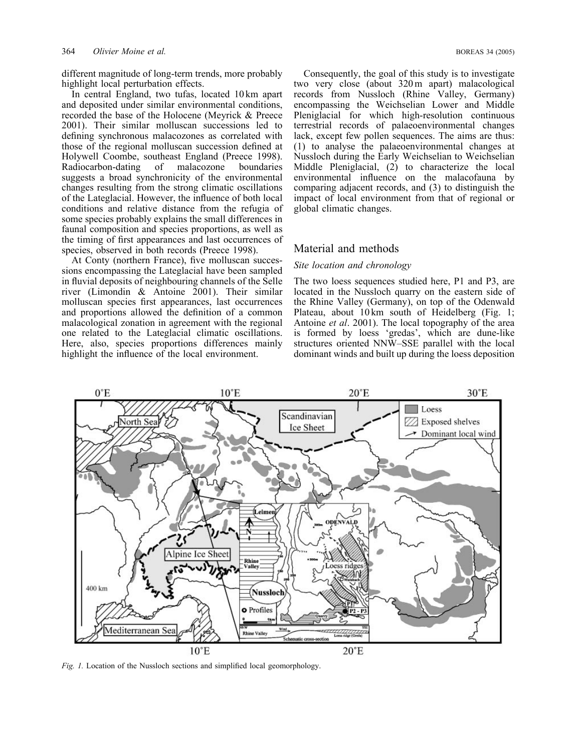different magnitude of long-term trends, more probably highlight local perturbation effects.

In central England, two tufas, located 10 km apart and deposited under similar environmental conditions, recorded the base of the Holocene (Meyrick & Preece 2001). Their similar molluscan successions led to defining synchronous malacozones as correlated with those of the regional molluscan succession defined at Holywell Coombe, southeast England (Preece 1998). Radiocarbon-dating of malacozone boundaries suggests a broad synchronicity of the environmental changes resulting from the strong climatic oscillations of the Lateglacial. However, the influence of both local conditions and relative distance from the refugia of some species probably explains the small differences in faunal composition and species proportions, as well as the timing of first appearances and last occurrences of species, observed in both records (Preece 1998).

At Conty (northern France), five molluscan successions encompassing the Lateglacial have been sampled in fluvial deposits of neighbouring channels of the Selle river (Limondin & Antoine 2001). Their similar molluscan species first appearances, last occurrences and proportions allowed the definition of a common malacological zonation in agreement with the regional one related to the Lateglacial climatic oscillations. Here, also, species proportions differences mainly highlight the influence of the local environment.

Consequently, the goal of this study is to investigate two very close (about 320 m apart) malacological records from Nussloch (Rhine Valley, Germany) encompassing the Weichselian Lower and Middle Pleniglacial for which high-resolution continuous terrestrial records of palaeoenvironmental changes lack, except few pollen sequences. The aims are thus: (1) to analyse the palaeoenvironmental changes at Nussloch during the Early Weichselian to Weichselian Middle Pleniglacial, (2) to characterize the local environmental influence on the malacofauna by comparing adjacent records, and (3) to distinguish the impact of local environment from that of regional or global climatic changes.

## Material and methods

### Site location and chronology

The two loess sequences studied here, P1 and P3, are located in the Nussloch quarry on the eastern side of the Rhine Valley (Germany), on top of the Odenwald Plateau, about 10 km south of Heidelberg (Fig. 1; Antoine *et al*. 2001). The local topography of the area is formed by loess 'gredas', which are dune-like structures oriented NNW–SSE parallel with the local dominant winds and built up during the loess deposition

*Fig. 1.* Location of the Nussloch sections and simplified local geomorphology.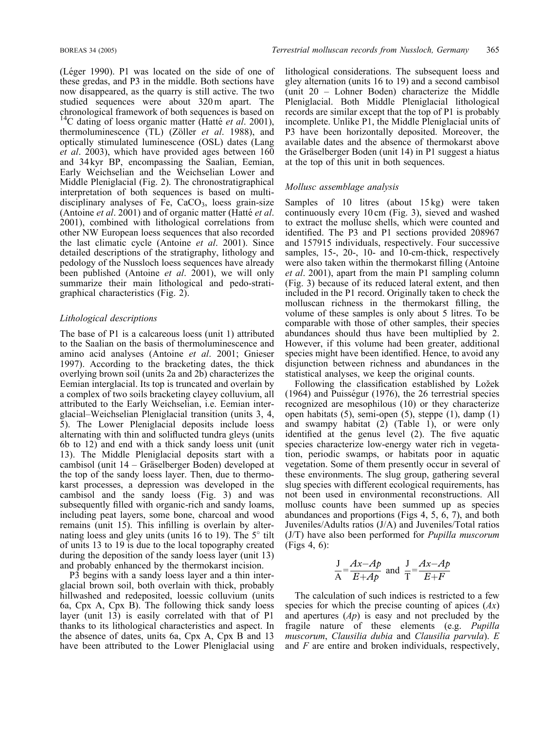(Léger 1990). P1 was located on the side of one of these gredas, and P3 in the middle. Both sections have now disappeared, as the quarry is still active. The two studied sequences were about 320 m apart. The chronological framework of both sequences is based on $^{14}$C dating of loess organic matter (Hatté *et al*. 2001), thermoluminescence (TL) (Zöller *et al*. 1988), and optically stimulated luminescence (OSL) dates (Lang *et al*. 2003), which have provided ages between 160 and 34 kyr BP, encompassing the Saalian, Eemian, Early Weichselian and the Weichselian Lower and Middle Pleniglacial (Fig. 2). The chronostratigraphical interpretation of both sequences is based on multidisciplinary analyses of Fe, $CaCO_3$, loess grain-size (Antoine *et al*. 2001) and of organic matter (Hatté *et al*. 2001), combined with lithological correlations from other NW European loess sequences that also recorded the last climatic cycle (Antoine *et al*. 2001). Since detailed descriptions of the stratigraphy, lithology and pedology of the Nussloch loess sequences have already been published (Antoine *et al*. 2001), we will only summarize their main lithological and pedo-stratigraphical characteristics (Fig. 2).

### *Lithological descriptions*

The base of P1 is a calcareous loess (unit 1) attributed to the Saalian on the basis of thermoluminescence and amino acid analyses (Antoine *et al*. 2001; Gnieser 1997). According to the bracketing dates, the thick overlying brown soil (units 2a and 2b) characterizes the Eemian interglacial. Its top is truncated and overlain by a complex of two soils bracketing clayey colluvium, all attributed to the Early Weichselian, i.e. Eemian interglacial–Weichselian Pleniglacial transition (units 3, 4, 5). The Lower Pleniglacial deposits include loess alternating with thin and soliflucted tundra gleys (units 6b to 12) and end with a thick sandy loess unit (unit 13). The Middle Pleniglacial deposits start with a cambisol (unit 14 – Gräselberger Boden) developed at the top of the sandy loess layer. Then, due to thermokarst processes, a depression was developed in the cambisol and the sandy loess (Fig. 3) and was subsequently filled with organic-rich and sandy loams, including peat layers, some bone, charcoal and wood remains (unit 15). This infilling is overlain by alternating loess and gley units (units 16 to 19). The 5° tilt of units 13 to 19 is due to the local topography created during the deposition of the sandy loess layer (unit 13) and probably enhanced by the thermokarst incision.

P3 begins with a sandy loess layer and a thin interglacial brown soil, both overlain with thick, probably hillwashed and redeposited, loessic colluvium (units 6a, Cpx A, Cpx B). The following thick sandy loess layer (unit 13) is easily correlated with that of P1 thanks to its lithological characteristics and aspect. In the absence of dates, units 6a, Cpx A, Cpx B and 13 have been attributed to the Lower Pleniglacial using lithological considerations. The subsequent loess and gley alternation (units 16 to 19) and a second cambisol (unit 20 – Lohner Boden) characterize the Middle Pleniglacial. Both Middle Pleniglacial lithological records are similar except that the top of P1 is probably incomplete. Unlike P1, the Middle Pleniglacial units of P3 have been horizontally deposited. Moreover, the available dates and the absence of thermokarst above the Gräselberger Boden (unit 14) in P1 suggest a hiatus at the top of this unit in both sequences.

### *Mollusc assemblage analysis*

Samples of 10 litres (about 15 kg) were taken continuously every 10 cm (Fig. 3), sieved and washed to extract the mollusc shells, which were counted and identified. The P3 and P1 sections provided 208967 and 157915 individuals, respectively. Four successive samples, 15-, 20-, 10- and 10-cm-thick, respectively were also taken within the thermokarst filling (Antoine *et al*. 2001), apart from the main P1 sampling column (Fig. 3) because of its reduced lateral extent, and then included in the P1 record. Originally taken to check the molluscan richness in the thermokarst filling, the volume of these samples is only about 5 litres. To be comparable with those of other samples, their species abundances should thus have been multiplied by 2. However, if this volume had been greater, additional species might have been identified. Hence, to avoid any disjunction between richness and abundances in the statistical analyses, we keep the original counts.

Following the classification established by Ložek (1964) and Puisségur (1976), the 26 terrestrial species recognized are mesophilous (10) or they characterize open habitats (5), semi-open (5), steppe (1), damp (1) and swampy habitat (2) (Table 1), or were only identified at the genus level (2). The five aquatic species characterize low-energy water rich in vegetation, periodic swamps, or habitats poor in aquatic vegetation. Some of them presently occur in several of these environments. The slug group, gathering several slug species with different ecological requirements, has not been used in environmental reconstructions. All mollusc counts have been summed up as species abundances and proportions (Figs 4, 5, 6, 7), and both Juveniles/Adults ratios (J/A) and Juveniles/Total ratios (J/T) have also been performed for *Pupilla muscorum* (Figs 4, 6):

$$\frac{\mathrm{J}}{\mathrm{A}} = \frac{Ax - Ap}{E + Ap} \text{ and } \frac{\mathrm{J}}{\mathrm{T}} = \frac{Ax - Ap}{E + F}$$

The calculation of such indices is restricted to a few species for which the precise counting of apices ($Ax$) and apertures ($Ap$) is easy and not precluded by the fragile nature of these elements (e.g. *Pupilla muscorum*, *Clausilia dubia* and *Clausilia parvula*). $E$ and $F$ are entire and broken individuals, respectively,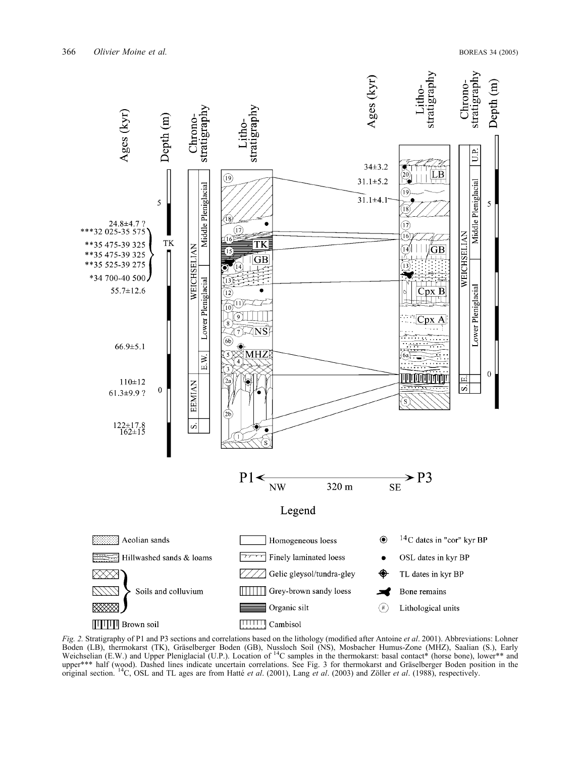*Fig. 2.* Stratigraphy of P1 and P3 sections and correlations based on the lithology (modified after Antoine *et al*. 2001). Abbreviations: Lohner Boden (LB), thermokarst (TK), Gräselberger Boden (GB), Nussloch Soil (NS), Mosbacher Humus-Zone (MHZ), Saalian (S.), Early Weichselian (E.W.) and Upper Pleniglacial (U.P.). Location of $^{14}$C samples in the thermokarst: basal contact* (horse bone), lower** and upper*** half (wood). Dashed lines indicate uncertain correlations. See Fig. 3 for thermokarst and Gräselberger Boden position in the original section. $^{14}$C, OSL and TL ages are from Hatté *et al*. (2001), Lang *et al*. (2003) and Zöller *et al*. (1988), respectively.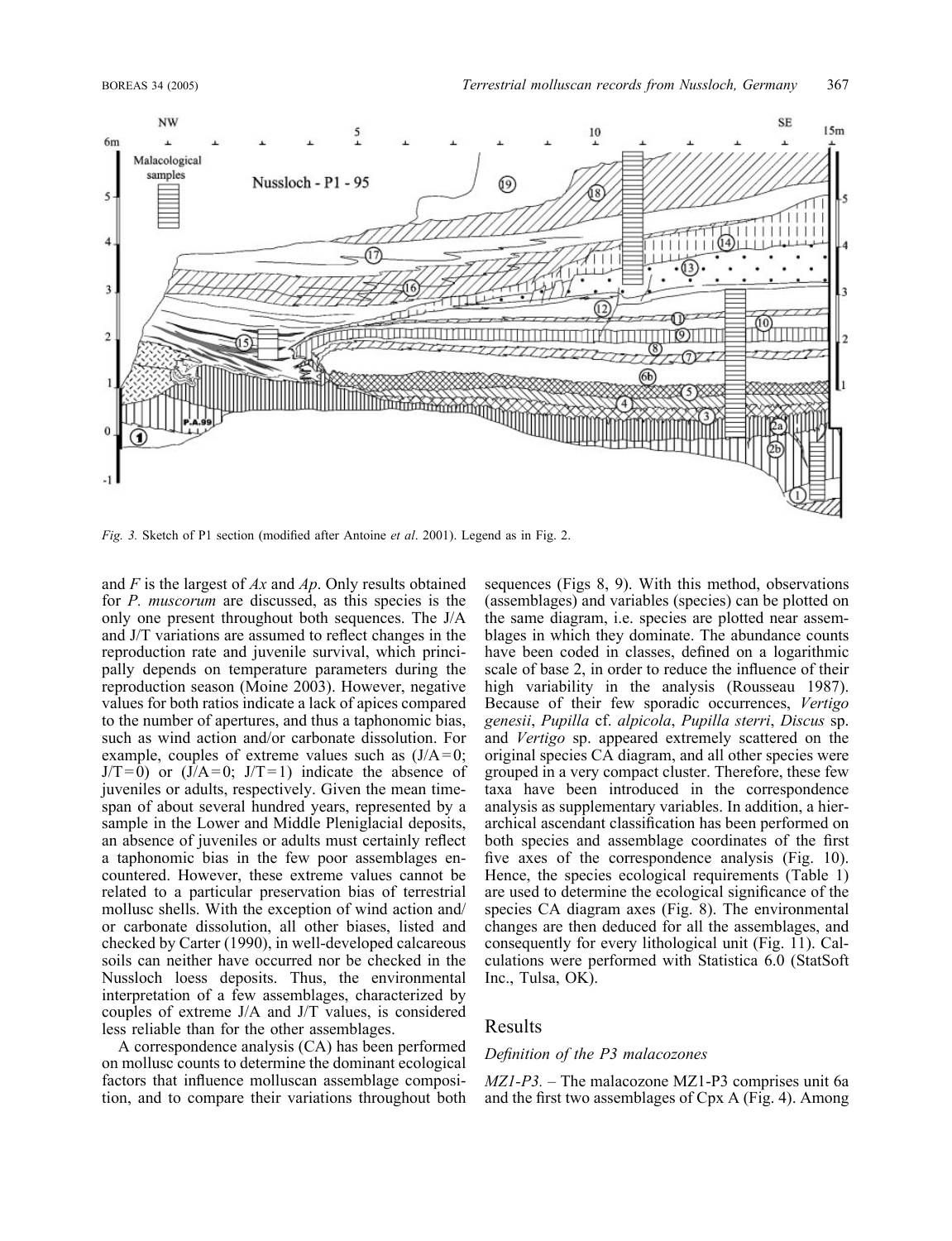Fig. 3. Sketch of P1 section (modified after Antoine *et al*. 2001). Legend as in Fig. 2.

and $F$ is the largest of $Ax$ and $Ap$. Only results obtained for *P. muscorum* are discussed, as this species is the only one present throughout both sequences. The J/A and J/T variations are assumed to reflect changes in the reproduction rate and juvenile survival, which principally depends on temperature parameters during the reproduction season (Moine 2003). However, negative values for both ratios indicate a lack of apices compared to the number of apertures, and thus a taphonomic bias, such as wind action and/or carbonate dissolution. For example, couples of extreme values such as ($J/A = 0$; $J/T = 0$) or ($J/A = 0$; $J/T = 1$) indicate the absence of juveniles or adults, respectively. Given the mean time-span of about several hundred years, represented by a sample in the Lower and Middle Pleniglacial deposits, an absence of juveniles or adults must certainly reflect a taphonomic bias in the few poor assemblages encountered. However, these extreme values cannot be related to a particular preservation bias of terrestrial mollusc shells. With the exception of wind action and/or carbonate dissolution, all other biases, listed and checked by Carter (1990), in well-developed calcareous soils can neither have occurred nor be checked in the Nussloch loess deposits. Thus, the environmental interpretation of a few assemblages, characterized by couples of extreme J/A and J/T values, is considered less reliable than for the other assemblages.

A correspondence analysis (CA) has been performed on mollusc counts to determine the dominant ecological factors that influence molluscan assemblage composition, and to compare their variations throughout both sequences (Figs 8, 9). With this method, observations (assemblages) and variables (species) can be plotted on the same diagram, i.e. species are plotted near assemblages in which they dominate. The abundance counts have been coded in classes, defined on a logarithmic scale of base 2, in order to reduce the influence of their high variability in the analysis (Rousseau 1987). Because of their few sporadic occurrences, *Vertigo genesii*, *Pupilla* cf. *alpicola*, *Pupilla sterri*, *Discus* sp. and *Vertigo* sp. appeared extremely scattered on the original species CA diagram, and all other species were grouped in a very compact cluster. Therefore, these few taxa have been introduced in the correspondence analysis as supplementary variables. In addition, a hierarchical ascendant classification has been performed on both species and assemblage coordinates of the first five axes of the correspondence analysis (Fig. 10). Hence, the species ecological requirements (Table 1) are used to determine the ecological significance of the species CA diagram axes (Fig. 8). The environmental changes are then deduced for all the assemblages, and consequently for every lithological unit (Fig. 11). Calculations were performed with Statistica 6.0 (StatSoft Inc., Tulsa, OK).

## Results

### *Definition of the P3 malacozones*

*MZ1-P3*. – The malacozone MZ1-P3 comprises unit 6a and the first two assemblages of Cpx A (Fig. 4). Among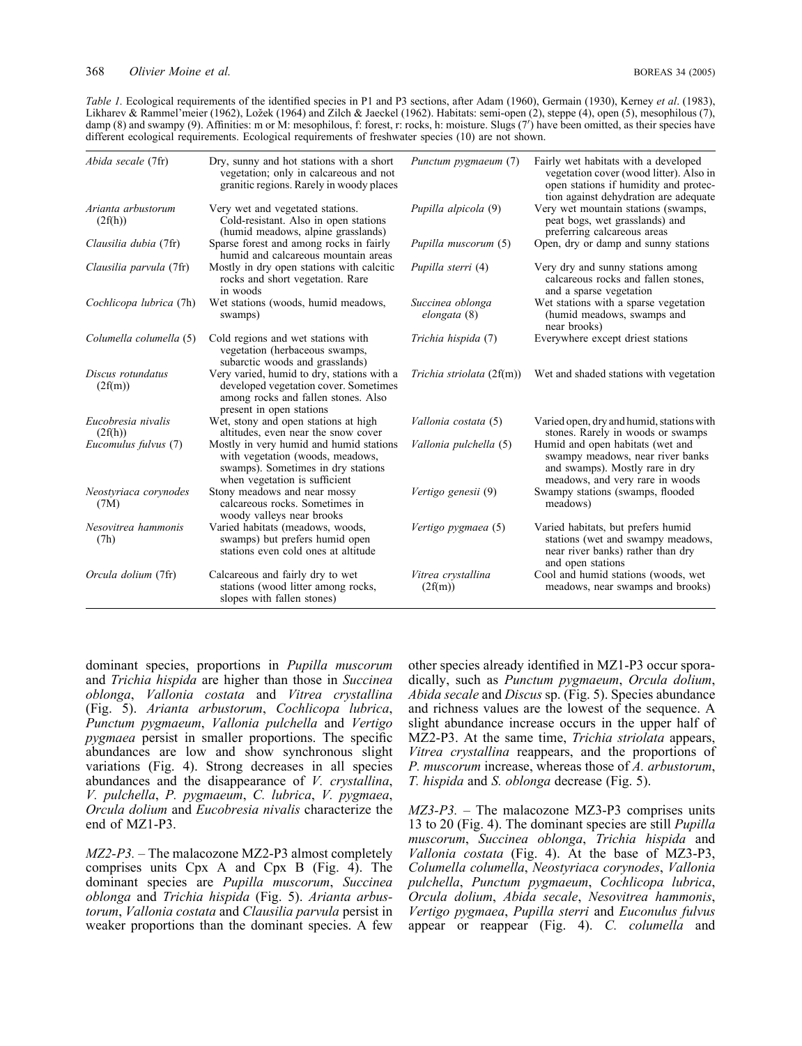*Table 1.* Ecological requirements of the identified species in P1 and P3 sections, after Adam (1960), Germain (1930), Kerney *et al*. (1983), Likharev & Rammel'meier (1962), Ložek (1964) and Zilch & Jaeckel (1962). Habitats: semi-open (2), steppe (4), open (5), mesophilous (7), damp (8) and swampy (9). Affinities: m or M: mesophilous, f: forest, r: rocks, h: moisture. Slugs (7′) have been omitted, as their species have different ecological requirements. Ecological requirements of freshwater species (10) are not shown.

| | | | |
|---|---|---|---|
| *Abida secale* (7fr) | Dry, sunny and hot stations with a short vegetation; only in calcareous and not granitic regions. Rarely in woody places | *Punctum pygmaeum* (7) | Fairly wet habitats with a developed vegetation cover (wood litter). Also in open stations if humidity and protection against dehydration are adequate |
| *Arianta arbustorum* (2f(h)) | Very wet and vegetated stations. Cold-resistant. Also in open stations (humid meadows, alpine grasslands) | *Pupilla alpicola* (9) | Very wet mountain stations (swamps, peat bogs, wet grasslands) and preferring calcareous areas |
| *Clausilia dubia* (7fr) | Sparse forest and among rocks in fairly humid and calcareous mountain areas | *Pupilla muscorum* (5) | Open, dry or damp and sunny stations |
| *Clausilia parvula* (7fr) | Mostly in dry open stations with calcitic rocks and short vegetation. Rare in woods | *Pupilla sterri* (4) | Very dry and sunny stations among calcareous rocks and fallen stones, and a sparse vegetation |
| *Cochlicopa lubrica* (7h) | Wet stations (woods, humid meadows, swamps) | *Succinea oblonga elongata* (8) | Wet stations with a sparse vegetation (humid meadows, swamps and near brooks) |
| *Columella columella* (5) | Cold regions and wet stations with vegetation (herbaceous swamps, subarctic woods and grasslands) | *Trichia hispida* (7) | Everywhere except driest stations |
| *Discus rotundatus* (2f(m)) | Very varied, humid to dry, stations with a developed vegetation cover. Sometimes among rocks and fallen stones. Also present in open stations | *Trichia striolata* (2f(m)) | Wet and shaded stations with vegetation |
| *Eucobresia nivalis* (2f(h)) | Wet, stony and open stations at high altitudes, even near the snow cover | *Vallonia costata* (5) | Varied open, dry and humid, stations with stones. Rarely in woods or swamps |
| *Eucomulus fulvus* (7) | Mostly in very humid and humid stations with vegetation (woods, meadows, swamps). Sometimes in dry stations when vegetation is sufficient | *Vallonia pulchella* (5) | Humid and open habitats (wet and swampy meadows, near river banks and swamps). Mostly rare in dry meadows, and very rare in woods |
| *Neostyriaca corynodes* (7M) | Stony meadows and near mossy calcareous rocks. Sometimes in woody valleys near brooks | *Vertigo genesii* (9) | Swampy stations (swamps, flooded meadows) |
| *Nesovitrea hammonis* (7h) | Varied habitats (meadows, woods, swamps) but prefers humid open stations even cold ones at altitude | *Vertigo pygmaea* (5) | Varied habitats, but prefers humid stations (wet and swampy meadows, near river banks) rather than dry and open stations |
| *Orcula dolium* (7fr) | Calcareous and fairly dry to wet stations (wood litter among rocks, slopes with fallen stones) | *Vitrea crystallina* (2f(m)) | Cool and humid stations (woods, wet meadows, near swamps and brooks) |

dominant species, proportions in *Pupilla muscorum* and *Trichia hispida* are higher than those in *Succinea oblonga*, *Vallonia costata* and *Vitrea crystallina* (Fig. 5). *Arianta arbustorum*, *Cochlicopa lubrica*, *Punctum pygmaeum*, *Vallonia pulchella* and *Vertigo pygmaea* persist in smaller proportions. The specific abundances are low and show synchronous slight variations (Fig. 4). Strong decreases in all species abundances and the disappearance of *V. crystallina*, *V. pulchella*, *P. pygmaeum*, *C. lubrica*, *V. pygmaea*, *Orcula dolium* and *Eucobresia nivalis* characterize the end of MZ1-P3.

*MZ2-P3.* – The malacozone MZ2-P3 almost completely comprises units Cpx A and Cpx B (Fig. 4). The dominant species are *Pupilla muscorum*, *Succinea oblonga* and *Trichia hispida* (Fig. 5). *Arianta arbustorum*, *Vallonia costata* and *Clausilia parvula* persist in weaker proportions than the dominant species. A few other species already identified in MZ1-P3 occur sporadically, such as *Punctum pygmaeum*, *Orcula dolium*, *Abida secale* and *Discus* sp. (Fig. 5). Species abundance and richness values are the lowest of the sequence. A slight abundance increase occurs in the upper half of MZ2-P3. At the same time, *Trichia striolata* appears, *Vitrea crystallina* reappears, and the proportions of *P. muscorum* increase, whereas those of *A. arbustorum*, *T. hispida* and *S. oblonga* decrease (Fig. 5).

*MZ3-P3.* – The malacozone MZ3-P3 comprises units 13 to 20 (Fig. 4). The dominant species are still *Pupilla muscorum*, *Succinea oblonga*, *Trichia hispida* and *Vallonia costata* (Fig. 4). At the base of MZ3-P3, *Columella columella*, *Neostyriaca corynodes*, *Vallonia pulchella*, *Punctum pygmaeum*, *Cochlicopa lubrica*, *Orcula dolium*, *Abida secale*, *Nesovitrea hammonis*, *Vertigo pygmaea*, *Pupilla sterri* and *Euconulus fulvus* appear or reappear (Fig. 4). *C. columella* and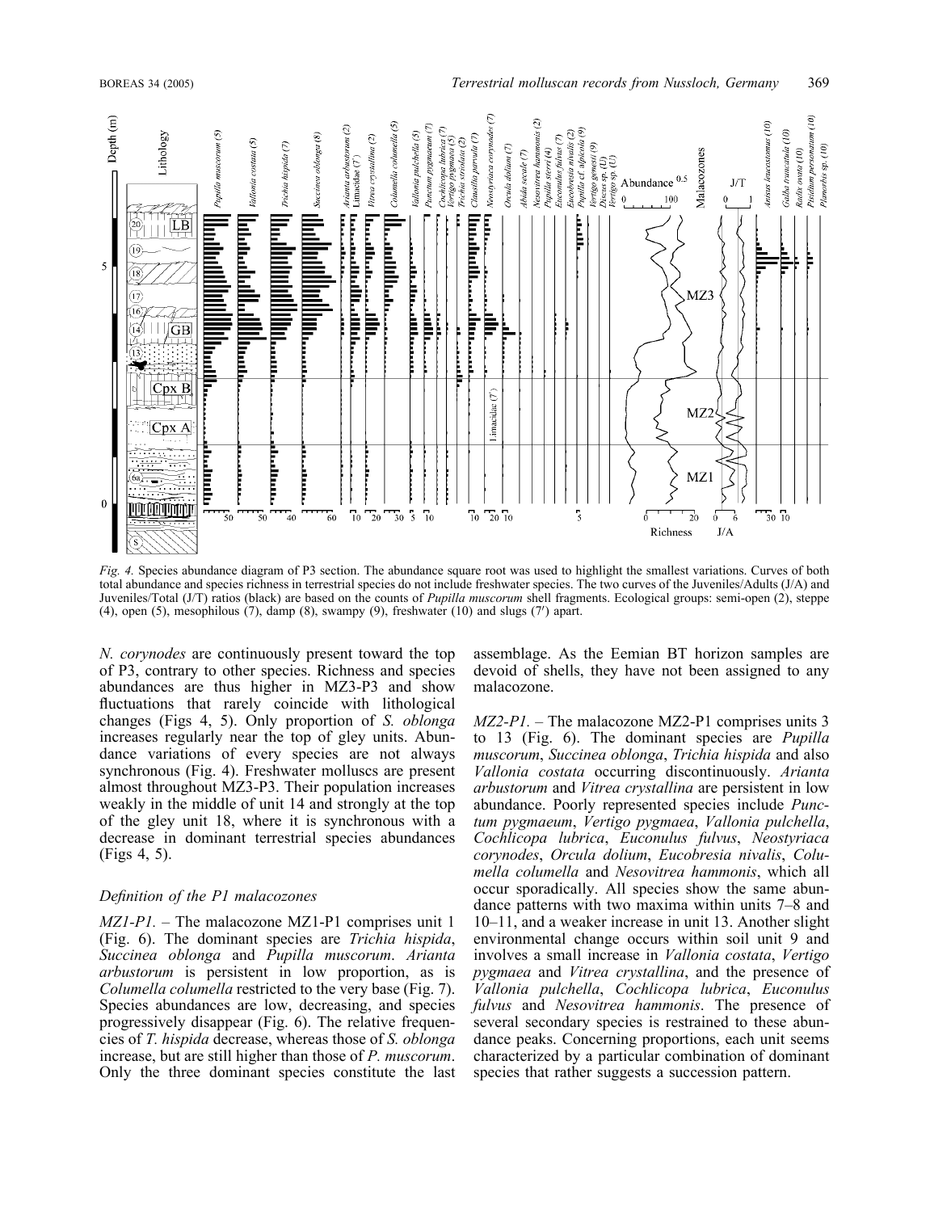*Fig. 4.* Species abundance diagram of P3 section. The abundance square root was used to highlight the smallest variations. Curves of both total abundance and species richness in terrestrial species do not include freshwater species. The two curves of the Juveniles/Adults (J/A) and Juveniles/Total (J/T) ratios (black) are based on the counts of *Pupilla muscorum* shell fragments. Ecological groups: semi-open (2), steppe (4), open (5), mesophilous (7), damp (8), swampy (9), freshwater (10) and slugs (7′) apart.

*N. corynodes* are continuously present toward the top of P3, contrary to other species. Richness and species abundances are thus higher in MZ3-P3 and show fluctuations that rarely coincide with lithological changes (Figs 4, 5). Only proportion of *S. oblonga* increases regularly near the top of gley units. Abundance variations of every species are not always synchronous (Fig. 4). Freshwater molluscs are present almost throughout MZ3-P3. Their population increases weakly in the middle of unit 14 and strongly at the top of the gley unit 18, where it is synchronous with a decrease in dominant terrestrial species abundances (Figs 4, 5).

### *Definition of the P1 malacozones*

*MZ1-P1.* – The malacozone MZ1-P1 comprises unit 1 (Fig. 6). The dominant species are *Trichia hispida*, *Succinea oblonga* and *Pupilla muscorum*. *Arianta arbustorum* is persistent in low proportion, as is *Columella columella* restricted to the very base (Fig. 7). Species abundances are low, decreasing, and species progressively disappear (Fig. 6). The relative frequencies of *T. hispida* decrease, whereas those of *S. oblonga* increase, but are still higher than those of *P. muscorum*. Only the three dominant species constitute the last assemblage. As the Eemian BT horizon samples are devoid of shells, they have not been assigned to any malacozone.

*MZ2-P1.* – The malacozone MZ2-P1 comprises units 3 to 13 (Fig. 6). The dominant species are *Pupilla muscorum*, *Succinea oblonga*, *Trichia hispida* and also *Vallonia costata* occurring discontinuously. *Arianta arbustorum* and *Vitrea crystallina* are persistent in low abundance. Poorly represented species include *Punctum pygmaeum*, *Vertigo pygmaea*, *Vallonia pulchella*, *Cochlicopa lubrica*, *Euconulus fulvus*, *Neostyriaca corynodes*, *Orcula dolium*, *Eucobresia nivalis*, *Columella columella* and *Nesovitrea hammonis*, which all occur sporadically. All species show the same abundance patterns with two maxima within units 7–8 and 10–11, and a weaker increase in unit 13. Another slight environmental change occurs within soil unit 9 and involves a small increase in *Vallonia costata*, *Vertigo pygmaea* and *Vitrea crystallina*, and the presence of *Vallonia pulchella*, *Cochlicopa lubrica*, *Euconulus fulvus* and *Nesovitrea hammonis*. The presence of several secondary species is restrained to these abundance peaks. Concerning proportions, each unit seems characterized by a particular combination of dominant species that rather suggests a succession pattern.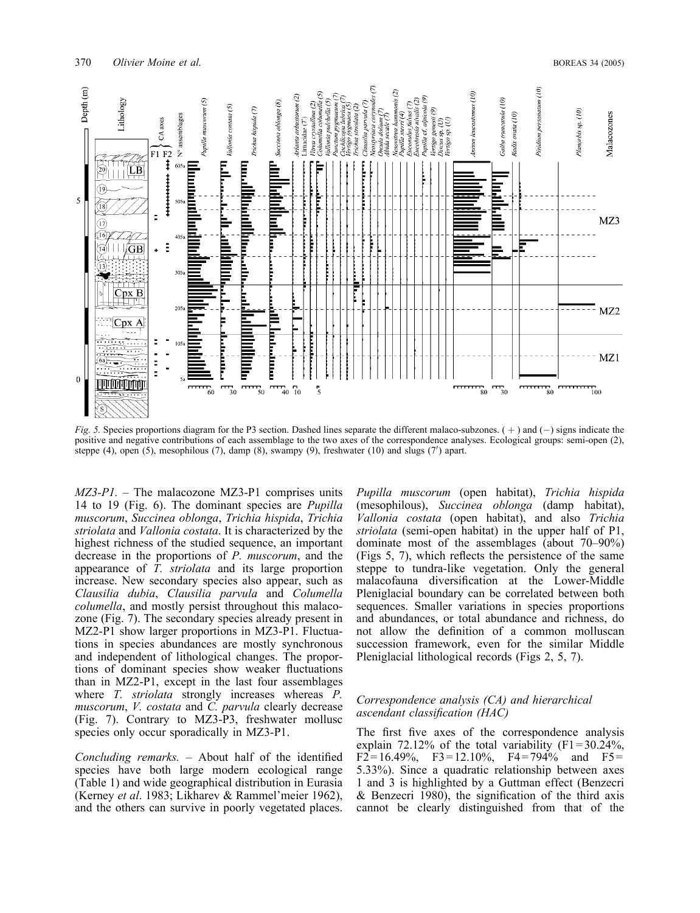*Fig. 5.* Species proportions diagram for the P3 section. Dashed lines separate the different malaco-subzones. ( + ) and (−) signs indicate the positive and negative contributions of each assemblage to the two axes of the correspondence analyses. Ecological groups: semi-open (2), steppe (4), open (5), mesophilous (7), damp (8), swampy (9), freshwater (10) and slugs (7′) apart.

*MZ3-P1.* – The malacozone MZ3-P1 comprises units 14 to 19 (Fig. 6). The dominant species are *Pupilla muscorum*, *Succinea oblonga*, *Trichia hispida*, *Trichia striolata* and *Vallonia costata*. It is characterized by the highest richness of the studied sequence, an important decrease in the proportions of *P. muscorum*, and the appearance of *T. striolata* and its large proportion increase. New secondary species also appear, such as *Clausilia dubia*, *Clausilia parvula* and *Columella columella*, and mostly persist throughout this malacozone (Fig. 7). The secondary species already present in MZ2-P1 show larger proportions in MZ3-P1. Fluctuations in species abundances are mostly synchronous and independent of lithological changes. The proportions of dominant species show weaker fluctuations than in MZ2-P1, except in the last four assemblages where *T. striolata* strongly increases whereas *P. muscorum*, *V. costata* and *C. parvula* clearly decrease (Fig. 7). Contrary to MZ3-P3, freshwater mollusc species only occur sporadically in MZ3-P1.

*Concluding remarks.* – About half of the identified species have both large modern ecological range (Table 1) and wide geographical distribution in Eurasia (Kerney *et al*. 1983; Likharev & Rammel'meier 1962), and the others can survive in poorly vegetated places. *Pupilla muscorum* (open habitat), *Trichia hispida* (mesophilous), *Succinea oblonga* (damp habitat), *Vallonia costata* (open habitat), and also *Trichia striolata* (semi-open habitat) in the upper half of P1, dominate most of the assemblages (about 70–90%) (Figs 5, 7), which reflects the persistence of the same steppe to tundra-like vegetation. Only the general malacofauna diversification at the Lower-Middle Pleniglacial boundary can be correlated between both sequences. Smaller variations in species proportions and abundances, or total abundance and richness, do not allow the definition of a common molluscan succession framework, even for the similar Middle Pleniglacial lithological records (Figs 2, 5, 7).

### Correspondence analysis (CA) and hierarchical ascendant classification (HAC)

The first five axes of the correspondence analysis explain 72.12% of the total variability (F1 = 30.24%, F2 = 16.49%, F3 = 12.10%, F4 = 794% and F5 = 5.33%). Since a quadratic relationship between axes 1 and 3 is highlighted by a Guttman effect (Benzecri & Benzecri 1980), the signification of the third axis cannot be clearly distinguished from that of the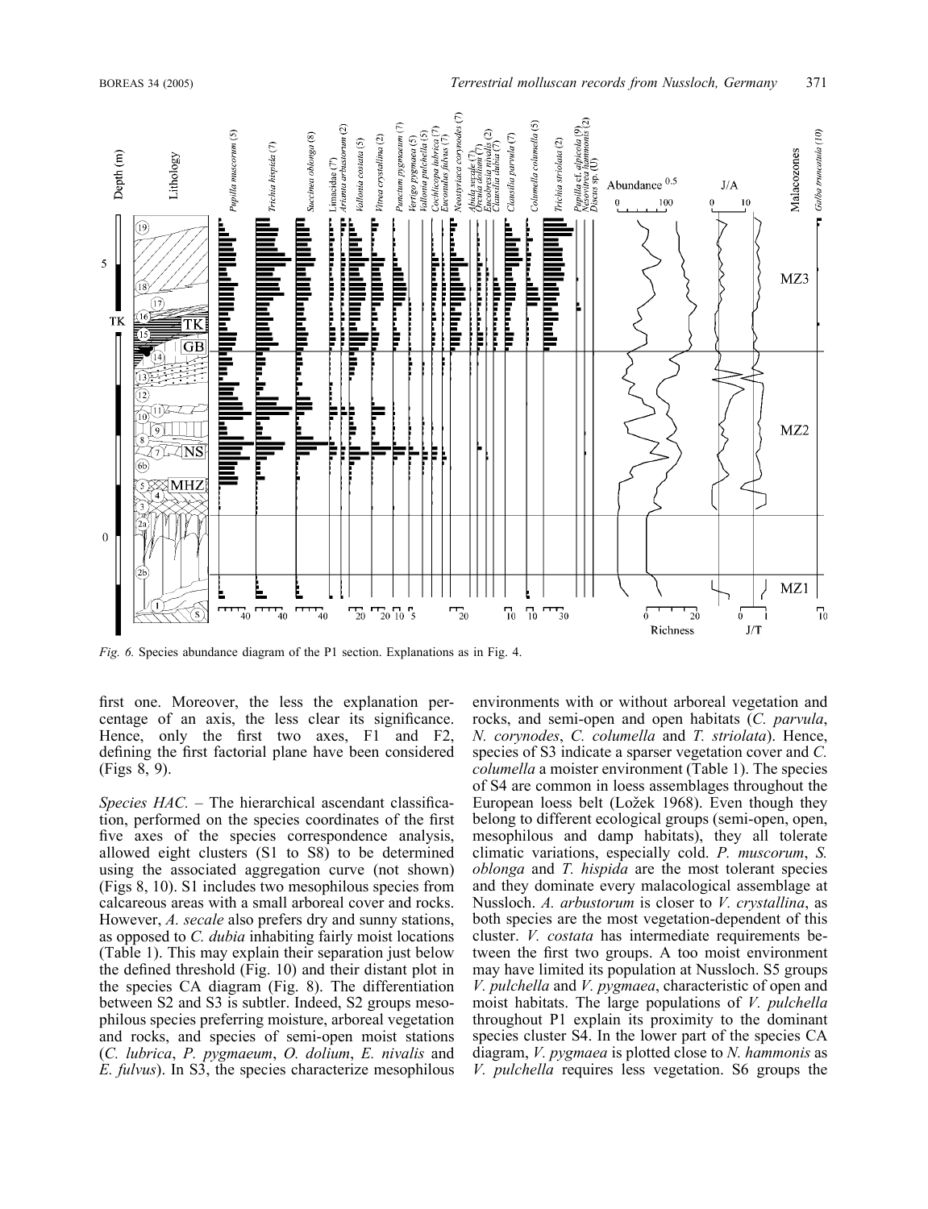*Fig. 6.* Species abundance diagram of the P1 section. Explanations as in Fig. 4.

first one. Moreover, the less the explanation percentage of an axis, the less clear its significance. Hence, only the first two axes, F1 and F2, defining the first factorial plane have been considered (Figs 8, 9).

*Species HAC.* – The hierarchical ascendant classification, performed on the species coordinates of the first five axes of the species correspondence analysis, allowed eight clusters (S1 to S8) to be determined using the associated aggregation curve (not shown) (Figs 8, 10). S1 includes two mesophilous species from calcareous areas with a small arboreal cover and rocks. However, *A. secale* also prefers dry and sunny stations, as opposed to *C. dubia* inhabiting fairly moist locations (Table 1). This may explain their separation just below the defined threshold (Fig. 10) and their distant plot in the species CA diagram (Fig. 8). The differentiation between S2 and S3 is subtler. Indeed, S2 groups mesophilous species preferring moisture, arboreal vegetation and rocks, and species of semi-open moist stations (*C. lubrica*, *P. pygmaeum*, *O. dolium*, *E. nivalis* and *E. fulvus*). In S3, the species characterize mesophilous environments with or without arboreal vegetation and rocks, and semi-open and open habitats (*C. parvula*, *N. corynodes*, *C. columella* and *T. striolata*). Hence, species of S3 indicate a sparser vegetation cover and *C. columella* a moister environment (Table 1). The species of S4 are common in loess assemblages throughout the European loess belt (Ložek 1968). Even though they belong to different ecological groups (semi-open, open, mesophilous and damp habitats), they all tolerate climatic variations, especially cold. *P. muscorum*, *S. oblonga* and *T. hispida* are the most tolerant species and they dominate every malacological assemblage at Nussloch. *A. arbustorum* is closer to *V. crystallina*, as both species are the most vegetation-dependent of this cluster. *V. costata* has intermediate requirements between the first two groups. A too moist environment may have limited its population at Nussloch. S5 groups *V. pulchella* and *V. pygmaea*, characteristic of open and moist habitats. The large populations of *V. pulchella* throughout P1 explain its proximity to the dominant species cluster S4. In the lower part of the species CA diagram, *V. pygmaea* is plotted close to *N. hammonis* as *V. pulchella* requires less vegetation. S6 groups the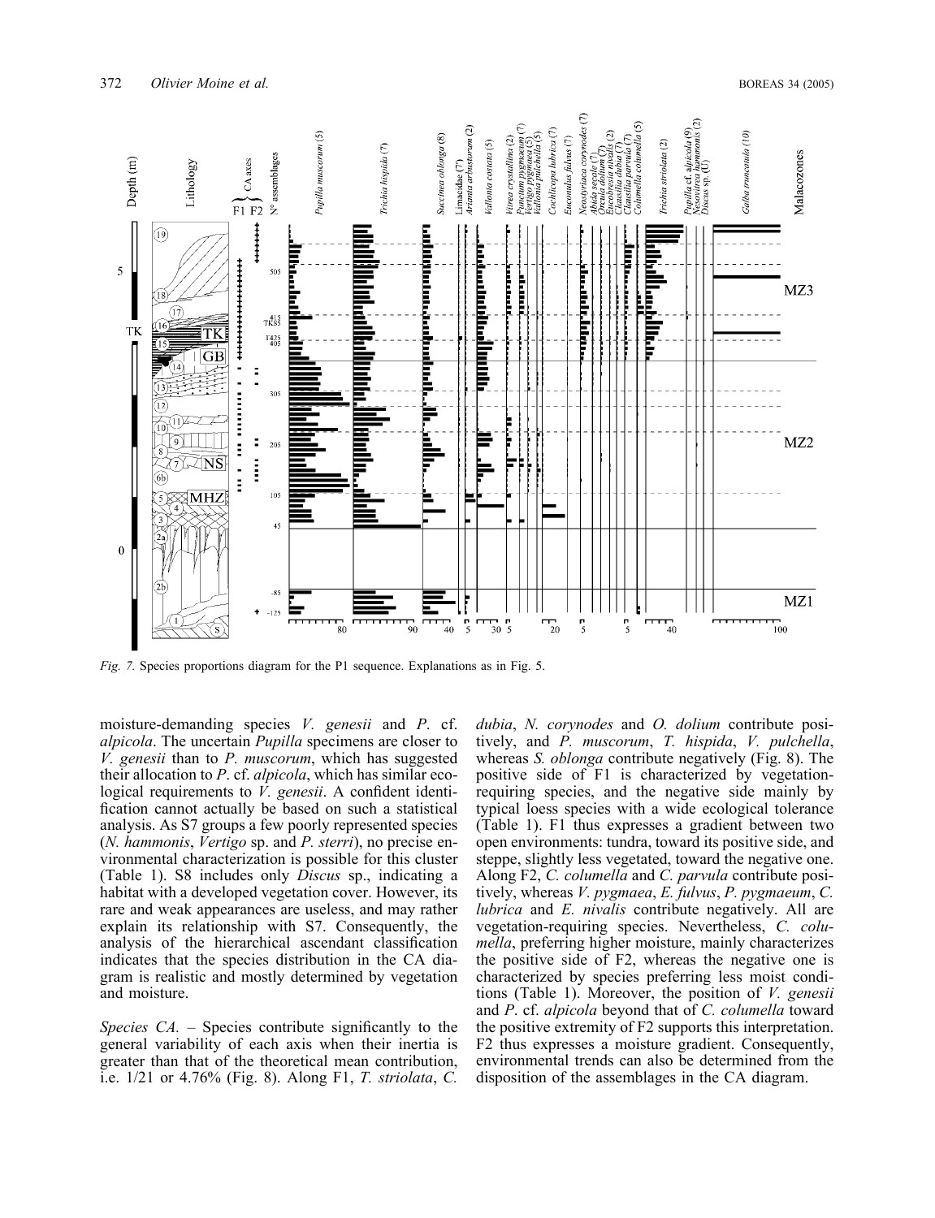Fig. 7. Species proportions diagram for the P1 sequence. Explanations as in Fig. 5.

moisture-demanding species *V. genesii* and *P.* cf. *alpicola*. The uncertain *Pupilla* specimens are closer to *V. genesii* than to *P. muscorum*, which has suggested their allocation to *P.* cf. *alpicola*, which has similar ecological requirements to *V. genesii*. A confident identification cannot actually be based on such a statistical analysis. As S7 groups a few poorly represented species (*N. hammonis*, *Vertigo* sp. and *P. sterri*), no precise environmental characterization is possible for this cluster (Table 1). S8 includes only *Discus* sp., indicating a habitat with a developed vegetation cover. However, its rare and weak appearances are useless, and may rather explain its relationship with S7. Consequently, the analysis of the hierarchical ascendant classification indicates that the species distribution in the CA diagram is realistic and mostly determined by vegetation and moisture.

*Species CA*. – Species contribute significantly to the general variability of each axis when their inertia is greater than that of the theoretical mean contribution, i.e. 1/21 or 4.76% (Fig. 8). Along F1, *T. striolata*, *C. dubia*, *N. corynodes* and *O. dolium* contribute positively, and *P. muscorum*, *T. hispida*, *V. pulchella*, whereas *S. oblonga* contribute negatively (Fig. 8). The positive side of F1 is characterized by vegetation-requiring species, and the negative side mainly by typical loess species with a wide ecological tolerance (Table 1). F1 thus expresses a gradient between two open environments: tundra, toward its positive side, and steppe, slightly less vegetated, toward the negative one. Along F2, *C. columella* and *C. parvula* contribute positively, whereas *V. pygmaea*, *E. fulvus*, *P. pygmaeum*, *C. lubrica* and *E. nivalis* contribute negatively. All are vegetation-requiring species. Nevertheless, *C. columella*, preferring higher moisture, mainly characterizes the positive side of F2, whereas the negative one is characterized by species preferring less moist conditions (Table 1). Moreover, the position of *V. genesii* and *P.* cf. *alpicola* beyond that of *C. columella* toward the positive extremity of F2 supports this interpretation. F2 thus expresses a moisture gradient. Consequently, environmental trends can also be determined from the disposition of the assemblages in the CA diagram.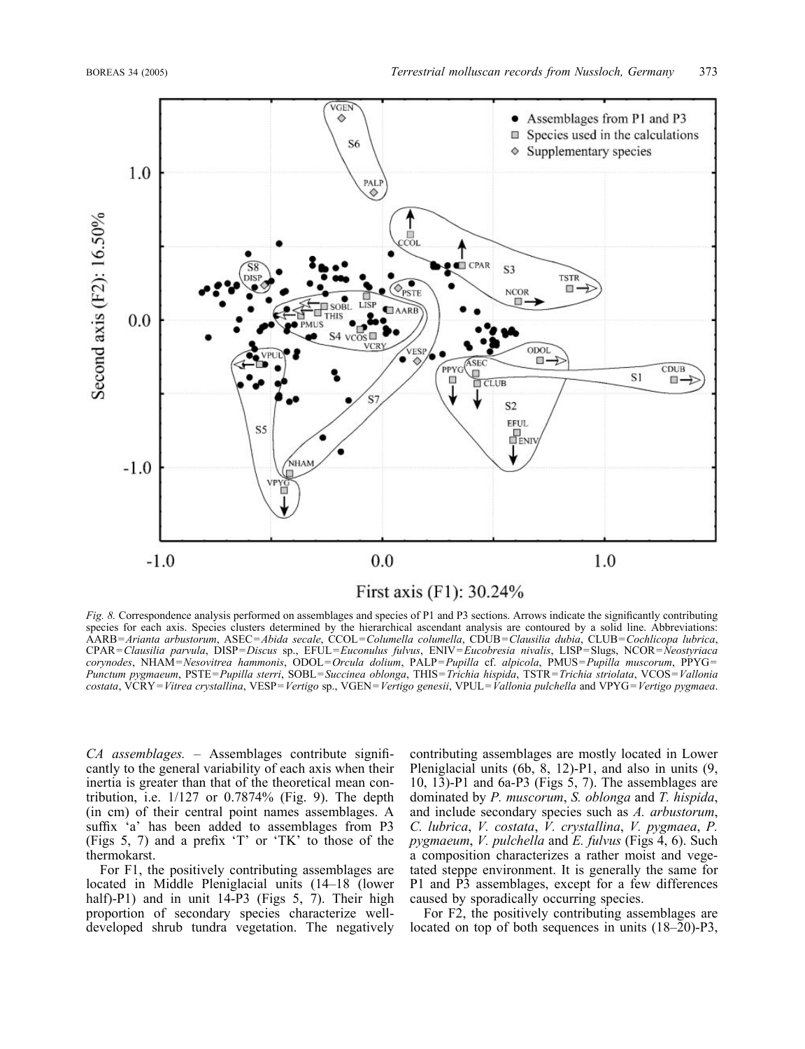*Fig. 8.* Correspondence analysis performed on assemblages and species of P1 and P3 sections. Arrows indicate the significantly contributing species for each axis. Species clusters determined by the hierarchical ascendant analysis are contoured by a solid line. Abbreviations: AARB=*Arianta arbustorum*, ASEC=*Abida secale*, CCOL=*Columella columella*, CDUB=*Clausilia dubia*, CLUB=*Cochlicopa lubrica*, CPAR=*Clausilia parvula*, DISP=*Discus* sp., EFUL=*Euconulus fulvus*, ENIV=*Eucobresia nivalis*, LISP=Slugs, NCOR=*Neostyriaca corynodes*, NHAM=*Nesovitrea hammonis*, ODOL=*Orcula dolium*, PALP=*Pupilla* cf. *alpicola*, PMUS=*Pupilla muscorum*, PPYG=*Punctum pygmaeum*, PSTE=*Pupilla sterri*, SOBL=*Succinea oblonga*, THIS=*Trichia hispida*, TSTR=*Trichia striolata*, VCOS=*Vallonia costata*, VCRY=*Vitrea crystallina*, VESP=*Vertigo* sp., VGEN=*Vertigo genesii*, VPUL=*Vallonia pulchella* and VPYG=*Vertigo pygmaea*.

*CA assemblages.* – Assemblages contribute significantly to the general variability of each axis when their inertia is greater than that of the theoretical mean contribution, i.e. 1/127 or 0.7874% (Fig. 9). The depth (in cm) of their central point names assemblages. A suffix 'a' has been added to assemblages from P3 (Figs 5, 7) and a prefix 'T' or 'TK' to those of the thermokarst.

For F1, the positively contributing assemblages are located in Middle Pleniglacial units (14–18 (lower half)-P1) and in unit 14-P3 (Figs 5, 7). Their high proportion of secondary species characterize well-developed shrub tundra vegetation. The negatively contributing assemblages are mostly located in Lower Pleniglacial units (6b, 8, 12)-P1, and also in units (9, 10, 13)-P1 and 6a-P3 (Figs 5, 7). The assemblages are dominated by *P. muscorum*, *S. oblonga* and *T. hispida*, and include secondary species such as *A. arbustorum*, *C. lubrica*, *V. costata*, *V. crystallina*, *V. pygmaea*, *P. pygmaeum*, *V. pulchella* and *E. fulvus* (Figs 4, 6). Such a composition characterizes a rather moist and vegetated steppe environment. It is generally the same for P1 and P3 assemblages, except for a few differences caused by sporadically occurring species.

For F2, the positively contributing assemblages are located on top of both sequences in units (18–20)-P3,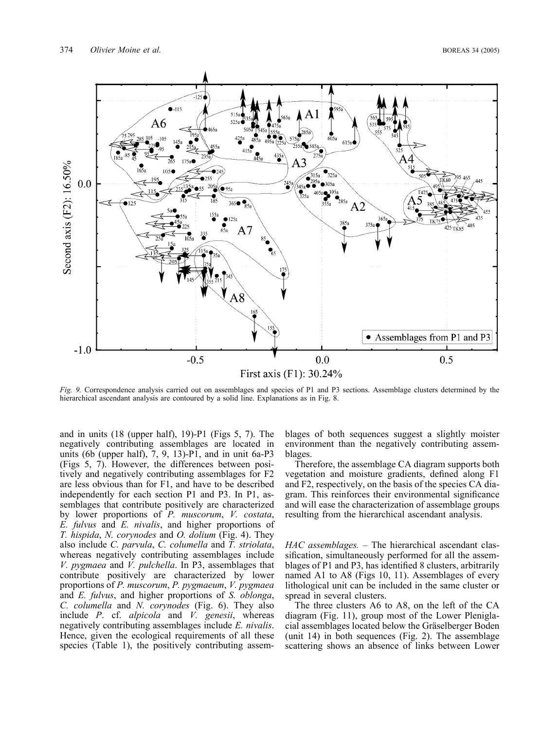*Fig. 9.* Correspondence analysis carried out on assemblages and species of P1 and P3 sections. Assemblage clusters determined by the hierarchical ascendant analysis are contoured by a solid line. Explanations as in Fig. 8.

and in units (18 (upper half), 19)-P1 (Figs 5, 7). The negatively contributing assemblages are located in units (6b (upper half), 7, 9, 13)-P1, and in unit 6a-P3 (Figs 5, 7). However, the differences between positively and negatively contributing assemblages for F2 are less obvious than for F1, and have to be described independently for each section P1 and P3. In P1, assemblages that contribute positively are characterized by lower proportions of *P. muscorum*, *V. costata*, *E. fulvus* and *E. nivalis*, and higher proportions of *T. hispida*, *N. corynodes* and *O. dolium* (Fig. 4). They also include *C. parvula*, *C. columella* and *T. striolata*, whereas negatively contributing assemblages include *V. pygmaea* and *V. pulchella*. In P3, assemblages that contribute positively are characterized by lower proportions of *P. muscorum*, *P. pygmaeum*, *V. pygmaea* and *E. fulvus*, and higher proportions of *S. oblonga*, *C. columella* and *N. corynodes* (Fig. 6). They also include *P.* cf. *alpicola* and *V. genesii*, whereas negatively contributing assemblages include *E. nivalis*. Hence, given the ecological requirements of all these species (Table 1), the positively contributing assemblages of both sequences suggest a slightly moister environment than the negatively contributing assemblages.

Therefore, the assemblage CA diagram supports both vegetation and moisture gradients, defined along F1 and F2, respectively, on the basis of the species CA diagram. This reinforces their environmental significance and will ease the characterization of assemblage groups resulting from the hierarchical ascendant analysis.

*HAC assemblages.* – The hierarchical ascendant classification, simultaneously performed for all the assemblages of P1 and P3, has identified 8 clusters, arbitrarily named A1 to A8 (Figs 10, 11). Assemblages of every lithological unit can be included in the same cluster or spread in several clusters.

The three clusters A6 to A8, on the left of the CA diagram (Fig. 11), group most of the Lower Pleniglacial assemblages located below the Gräselberger Boden (unit 14) in both sequences (Fig. 2). The assemblage scattering shows an absence of links between Lower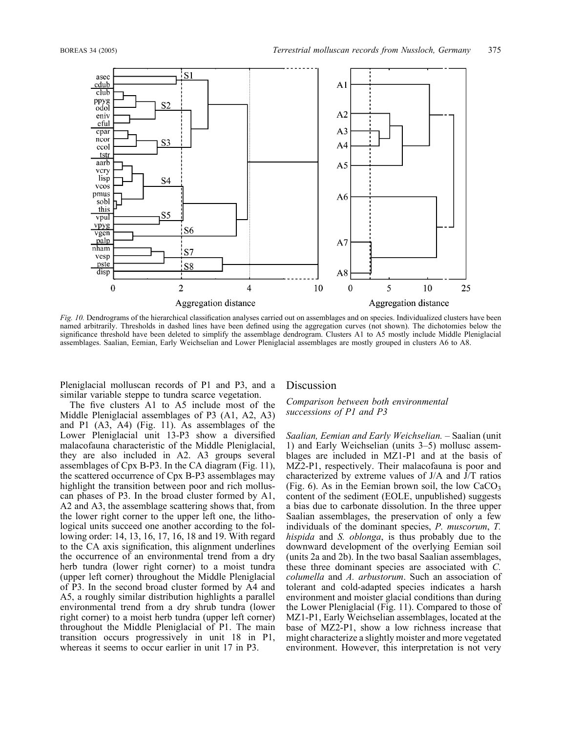Fig. 10. Dendrograms of the hierarchical classification analyses carried out on assemblages and on species. Individualized clusters have been named arbitrarily. Thresholds in dashed lines have been defined using the aggregation curves (not shown). The dichotomies below the significance threshold have been deleted to simplify the assemblage dendrogram. Clusters A1 to A5 mostly include Middle Pleniglacial assemblages. Saalian, Eemian, Early Weichselian and Lower Pleniglacial assemblages are mostly grouped in clusters A6 to A8.

Pleniglacial molluscan records of P1 and P3, and a similar variable steppe to tundra scarce vegetation.

The five clusters A1 to A5 include most of the Middle Pleniglacial assemblages of P3 (A1, A2, A3) and P1 (A3, A4) (Fig. 11). As assemblages of the Lower Pleniglacial unit 13-P3 show a diversified malacofauna characteristic of the Middle Pleniglacial, they are also included in A2. A3 groups several assemblages of Cpx B-P3. In the CA diagram (Fig. 11), the scattered occurrence of Cpx B-P3 assemblages may highlight the transition between poor and rich molluscan phases of P3. In the broad cluster formed by A1, A2 and A3, the assemblage scattering shows that, from the lower right corner to the upper left one, the lithological units succeed one another according to the following order: 14, 13, 16, 17, 16, 18 and 19. With regard to the CA axis signification, this alignment underlines the occurrence of an environmental trend from a dry herb tundra (lower right corner) to a moist tundra (upper left corner) throughout the Middle Pleniglacial of P3. In the second broad cluster formed by A4 and A5, a roughly similar distribution highlights a parallel environmental trend from a dry shrub tundra (lower right corner) to a moist herb tundra (upper left corner) throughout the Middle Pleniglacial of P1. The main transition occurs progressively in unit 18 in P1, whereas it seems to occur earlier in unit 17 in P3.

## Discussion

### Comparison between both environmental successions of P1 and P3

*Saalian, Eemian and Early Weichselian.* – Saalian (unit 1) and Early Weichselian (units 3–5) mollusc assemblages are included in MZ1-P1 and at the basis of MZ2-P1, respectively. Their malacofauna is poor and characterized by extreme values of J/A and J/T ratios (Fig. 6). As in the Eemian brown soil, the low $CaCO_3$ content of the sediment (EOLE, unpublished) suggests a bias due to carbonate dissolution. In the three upper Saalian assemblages, the preservation of only a few individuals of the dominant species, *P. muscorum*, *T. hispida* and *S. oblonga*, is thus probably due to the downward development of the overlying Eemian soil (units 2a and 2b). In the two basal Saalian assemblages, these three dominant species are associated with *C. columella* and *A. arbustorum*. Such an association of tolerant and cold-adapted species indicates a harsh environment and moister glacial conditions than during the Lower Pleniglacial (Fig. 11). Compared to those of MZ1-P1, Early Weichselian assemblages, located at the base of MZ2-P1, show a low richness increase that might characterize a slightly moister and more vegetated environment. However, this interpretation is not very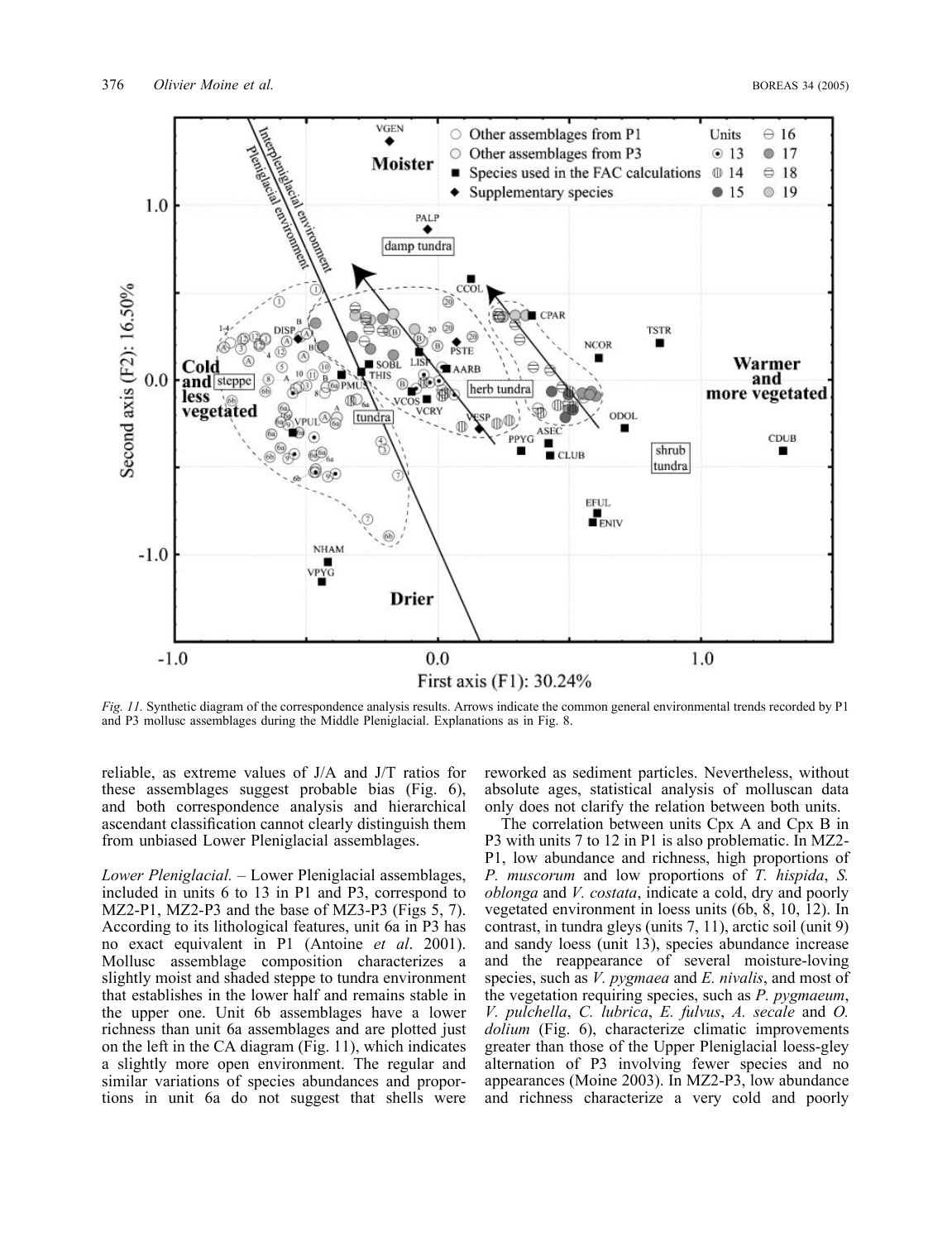*Fig. 11.* Synthetic diagram of the correspondence analysis results. Arrows indicate the common general environmental trends recorded by P1 and P3 mollusc assemblages during the Middle Pleniglacial. Explanations as in Fig. 8.

reliable, as extreme values of J/A and J/T ratios for these assemblages suggest probable bias (Fig. 6), and both correspondence analysis and hierarchical ascendant classification cannot clearly distinguish them from unbiased Lower Pleniglacial assemblages.

*Lower Pleniglacial.* – Lower Pleniglacial assemblages, included in units 6 to 13 in P1 and P3, correspond to MZ2-P1, MZ2-P3 and the base of MZ3-P3 (Figs 5, 7). According to its lithological features, unit 6a in P3 has no exact equivalent in P1 (Antoine *et al*. 2001). Mollusc assemblage composition characterizes a slightly moist and shaded steppe to tundra environment that establishes in the lower half and remains stable in the upper one. Unit 6b assemblages have a lower richness than unit 6a assemblages and are plotted just on the left in the CA diagram (Fig. 11), which indicates a slightly more open environment. The regular and similar variations of species abundances and proportions in unit 6a do not suggest that shells were reworked as sediment particles. Nevertheless, without absolute ages, statistical analysis of molluscan data only does not clarify the relation between both units.

The correlation between units Cpx A and Cpx B in P3 with units 7 to 12 in P1 is also problematic. In MZ2-P1, low abundance and richness, high proportions of *P. muscorum* and low proportions of *T. hispida*, *S. oblonga* and *V. costata*, indicate a cold, dry and poorly vegetated environment in loess units (6b, 8, 10, 12). In contrast, in tundra gleys (units 7, 11), arctic soil (unit 9) and sandy loess (unit 13), species abundance increase and the reappearance of several moisture-loving species, such as *V. pygmaea* and *E. nivalis*, and most of the vegetation requiring species, such as *P. pygmaeum*, *V. pulchella*, *C. lubrica*, *E. fulvus*, *A. secale* and *O. dolium* (Fig. 6), characterize climatic improvements greater than those of the Upper Pleniglacial loess-gley alternation of P3 involving fewer species and no appearances (Moine 2003). In MZ2-P3, low abundance and richness characterize a very cold and poorly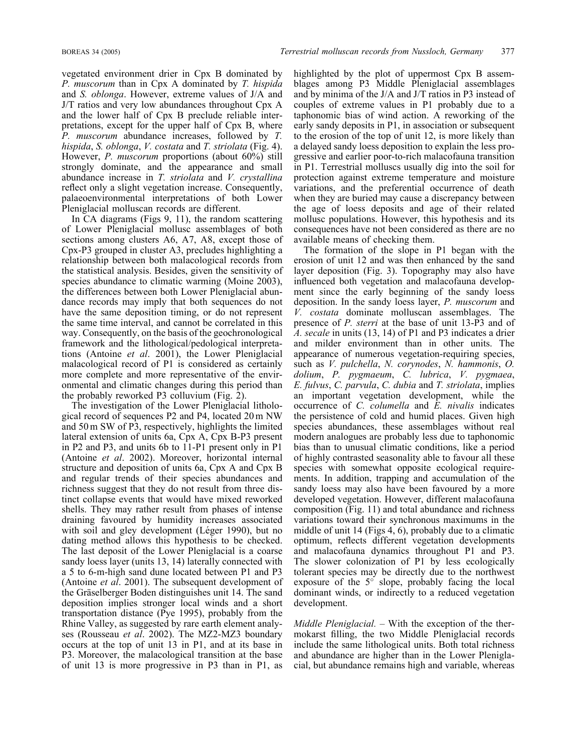vegetated environment drier in Cpx B dominated by *P. muscorum* than in Cpx A dominated by *T. hispida* and *S. oblonga*. However, extreme values of J/A and J/T ratios and very low abundances throughout Cpx A and the lower half of Cpx B preclude reliable interpretations, except for the upper half of Cpx B, where *P. muscorum* abundance increases, followed by *T. hispida*, *S. oblonga*, *V. costata* and *T. striolata* (Fig. 4). However, *P. muscorum* proportions (about 60%) still strongly dominate, and the appearance and small abundance increase in *T. striolata* and *V. crystallina* reflect only a slight vegetation increase. Consequently, palaeoenvironmental interpretations of both Lower Pleniglacial molluscan records are different.

In CA diagrams (Figs 9, 11), the random scattering of Lower Pleniglacial mollusc assemblages of both sections among clusters A6, A7, A8, except those of Cpx-P3 grouped in cluster A3, precludes highlighting a relationship between both malacological records from the statistical analysis. Besides, given the sensitivity of species abundance to climatic warming (Moine 2003), the differences between both Lower Pleniglacial abundance records may imply that both sequences do not have the same deposition timing, or do not represent the same time interval, and cannot be correlated in this way. Consequently, on the basis of the geochronological framework and the lithological/pedological interpretations (Antoine *et al*. 2001), the Lower Pleniglacial malacological record of P1 is considered as certainly more complete and more representative of the environmental and climatic changes during this period than the probably reworked P3 colluvium (Fig. 2).

The investigation of the Lower Pleniglacial lithological record of sequences P2 and P4, located 20 m NW and 50 m SW of P3, respectively, highlights the limited lateral extension of units 6a, Cpx A, Cpx B-P3 present in P2 and P3, and units 6b to 11-P1 present only in P1 (Antoine *et al*. 2002). Moreover, horizontal internal structure and deposition of units 6a, Cpx A and Cpx B and regular trends of their species abundances and richness suggest that they do not result from three distinct collapse events that would have mixed reworked shells. They may rather result from phases of intense draining favoured by humidity increases associated with soil and gley development (Léger 1990), but no dating method allows this hypothesis to be checked. The last deposit of the Lower Pleniglacial is a coarse sandy loess layer (units 13, 14) laterally connected with a 5 to 6-m-high sand dune located between P1 and P3 (Antoine *et al*. 2001). The subsequent development of the Gräselberger Boden distinguishes unit 14. The sand deposition implies stronger local winds and a short transportation distance (Pye 1995), probably from the Rhine Valley, as suggested by rare earth element analyses (Rousseau *et al*. 2002). The MZ2-MZ3 boundary occurs at the top of unit 13 in P1, and at its base in P3. Moreover, the malacological transition at the base of unit 13 is more progressive in P3 than in P1, as highlighted by the plot of uppermost Cpx B assemblages among P3 Middle Pleniglacial assemblages and by minima of the J/A and J/T ratios in P3 instead of couples of extreme values in P1 probably due to a taphonomic bias of wind action. A reworking of the early sandy deposits in P1, in association or subsequent to the erosion of the top of unit 12, is more likely than a delayed sandy loess deposition to explain the less progressive and earlier poor-to-rich malacofauna transition in P1. Terrestrial molluscs usually dig into the soil for protection against extreme temperature and moisture variations, and the preferential occurrence of death when they are buried may cause a discrepancy between the age of loess deposits and age of their related mollusc populations. However, this hypothesis and its consequences have not been considered as there are no available means of checking them.

The formation of the slope in P1 began with the erosion of unit 12 and was then enhanced by the sand layer deposition (Fig. 3). Topography may also have influenced both vegetation and malacofauna development since the early beginning of the sandy loess deposition. In the sandy loess layer, *P. muscorum* and *V. costata* dominate molluscan assemblages. The presence of *P. sterri* at the base of unit 13-P3 and of *A. secale* in units (13, 14) of P1 and P3 indicates a drier and milder environment than in other units. The appearance of numerous vegetation-requiring species, such as *V. pulchella*, *N. corynodes*, *N. hammonis*, *O. dolium*, *P. pygmaeum*, *C. lubrica*, *V. pygmaea*, *E. fulvus*, *C. parvula*, *C. dubia* and *T. striolata*, implies an important vegetation development, while the occurrence of *C. columella* and *E. nivalis* indicates the persistence of cold and humid places. Given high species abundances, these assemblages without real modern analogues are probably less due to taphonomic bias than to unusual climatic conditions, like a period of highly contrasted seasonality able to favour all these species with somewhat opposite ecological requirements. In addition, trapping and accumulation of the sandy loess may also have been favoured by a more developed vegetation. However, different malacofauna composition (Fig. 11) and total abundance and richness variations toward their synchronous maximums in the middle of unit 14 (Figs 4, 6), probably due to a climatic optimum, reflects different vegetation developments and malacofauna dynamics throughout P1 and P3. The slower colonization of P1 by less ecologically tolerant species may be directly due to the northwest exposure of the 5° slope, probably facing the local dominant winds, or indirectly to a reduced vegetation development.

*Middle Pleniglacial.* – With the exception of the thermokarst filling, the two Middle Pleniglacial records include the same lithological units. Both total richness and abundance are higher than in the Lower Pleniglacial, but abundance remains high and variable, whereas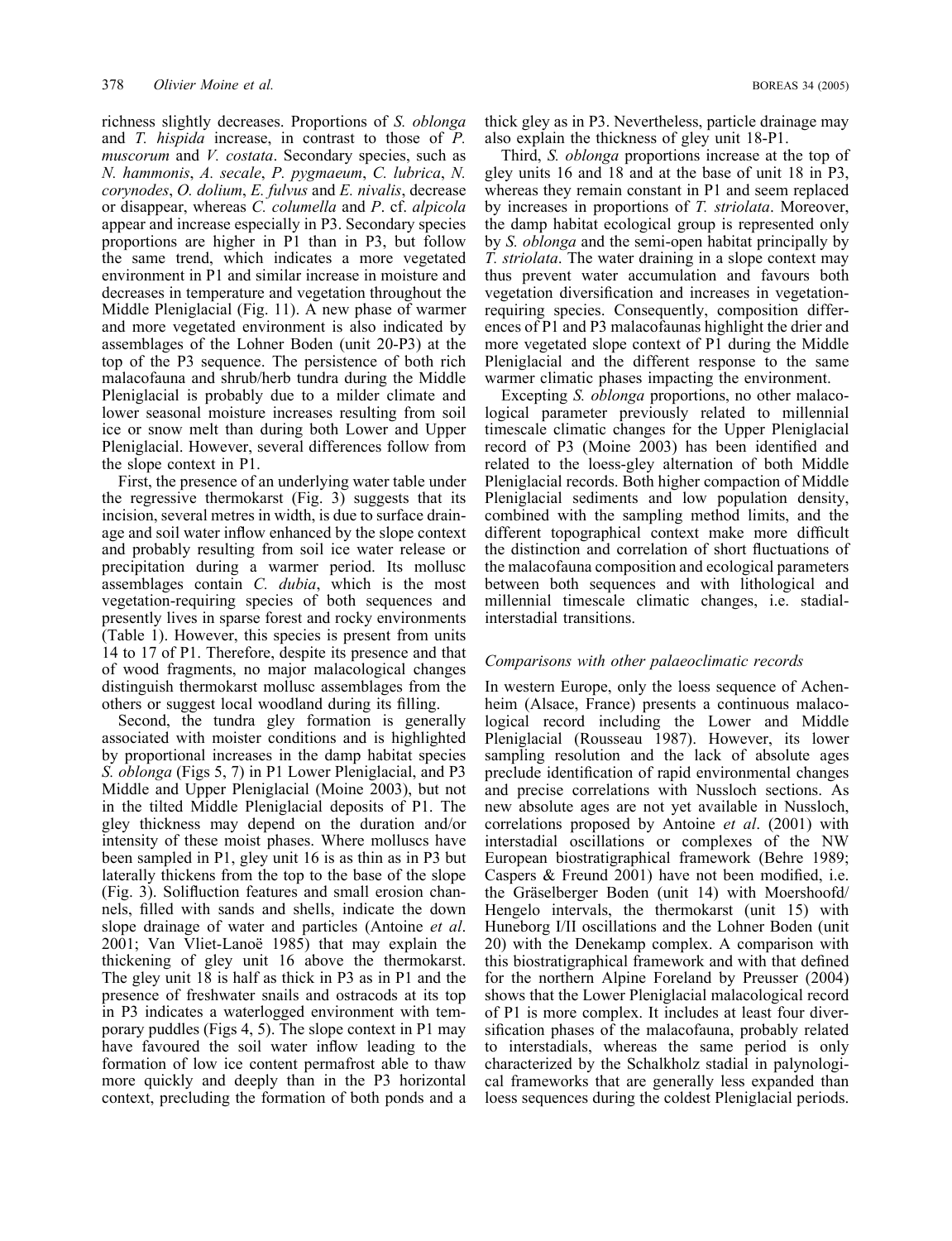richness slightly decreases. Proportions of *S. oblonga* and *T. hispida* increase, in contrast to those of *P. muscorum* and *V. costata*. Secondary species, such as *N. hammonis*, *A. secale*, *P. pygmaeum*, *C. lubrica*, *N. corynodes*, *O. dolium*, *E. fulvus* and *E. nivalis*, decrease or disappear, whereas *C. columella* and *P*. cf. *alpicola* appear and increase especially in P3. Secondary species proportions are higher in P1 than in P3, but follow the same trend, which indicates a more vegetated environment in P1 and similar increase in moisture and decreases in temperature and vegetation throughout the Middle Pleniglacial (Fig. 11). A new phase of warmer and more vegetated environment is also indicated by assemblages of the Lohner Boden (unit 20-P3) at the top of the P3 sequence. The persistence of both rich malacofauna and shrub/herb tundra during the Middle Pleniglacial is probably due to a milder climate and lower seasonal moisture increases resulting from soil ice or snow melt than during both Lower and Upper Pleniglacial. However, several differences follow from the slope context in P1.

First, the presence of an underlying water table under the regressive thermokarst (Fig. 3) suggests that its incision, several metres in width, is due to surface drainage and soil water inflow enhanced by the slope context and probably resulting from soil ice water release or precipitation during a warmer period. Its mollusc assemblages contain *C. dubia*, which is the most vegetation-requiring species of both sequences and presently lives in sparse forest and rocky environments (Table 1). However, this species is present from units 14 to 17 of P1. Therefore, despite its presence and that of wood fragments, no major malacological changes distinguish thermokarst mollusc assemblages from the others or suggest local woodland during its filling.

Second, the tundra gley formation is generally associated with moister conditions and is highlighted by proportional increases in the damp habitat species *S. oblonga* (Figs 5, 7) in P1 Lower Pleniglacial, and P3 Middle and Upper Pleniglacial (Moine 2003), but not in the tilted Middle Pleniglacial deposits of P1. The gley thickness may depend on the duration and/or intensity of these moist phases. Where molluscs have been sampled in P1, gley unit 16 is as thin as in P3 but laterally thickens from the top to the base of the slope (Fig. 3). Solifluction features and small erosion channels, filled with sands and shells, indicate the down slope drainage of water and particles (Antoine *et al*. 2001; Van Vliet-Lanoë 1985) that may explain the thickening of gley unit 16 above the thermokarst. The gley unit 18 is half as thick in P3 as in P1 and the presence of freshwater snails and ostracods at its top in P3 indicates a waterlogged environment with temporary puddles (Figs 4, 5). The slope context in P1 may have favoured the soil water inflow leading to the formation of low ice content permafrost able to thaw more quickly and deeply than in the P3 horizontal context, precluding the formation of both ponds and a thick gley as in P3. Nevertheless, particle drainage may also explain the thickness of gley unit 18-P1.

Third, *S. oblonga* proportions increase at the top of gley units 16 and 18 and at the base of unit 18 in P3, whereas they remain constant in P1 and seem replaced by increases in proportions of *T. striolata*. Moreover, the damp habitat ecological group is represented only by *S. oblonga* and the semi-open habitat principally by *T. striolata*. The water draining in a slope context may thus prevent water accumulation and favours both vegetation diversification and increases in vegetation-requiring species. Consequently, composition differences of P1 and P3 malacofaunas highlight the drier and more vegetated slope context of P1 during the Middle Pleniglacial and the different response to the same warmer climatic phases impacting the environment.

Excepting *S. oblonga* proportions, no other malacological parameter previously related to millennial timescale climatic changes for the Upper Pleniglacial record of P3 (Moine 2003) has been identified and related to the loess-gley alternation of both Middle Pleniglacial records. Both higher compaction of Middle Pleniglacial sediments and low population density, combined with the sampling method limits, and the different topographical context make more difficult the distinction and correlation of short fluctuations of the malacofauna composition and ecological parameters between both sequences and with lithological and millennial timescale climatic changes, i.e. stadial-interstadial transitions.

### *Comparisons with other palaeoclimatic records*

In western Europe, only the loess sequence of Achenheim (Alsace, France) presents a continuous malacological record including the Lower and Middle Pleniglacial (Rousseau 1987). However, its lower sampling resolution and the lack of absolute ages preclude identification of rapid environmental changes and precise correlations with Nussloch sections. As new absolute ages are not yet available in Nussloch, correlations proposed by Antoine *et al*. (2001) with interstadial oscillations or complexes of the NW European biostratigraphical framework (Behre 1989; Caspers & Freund 2001) have not been modified, i.e. the Gräselberger Boden (unit 14) with Moershoofd/Hengelo intervals, the thermokarst (unit 15) with Huneborg I/II oscillations and the Lohner Boden (unit 20) with the Denekamp complex. A comparison with this biostratigraphical framework and with that defined for the northern Alpine Foreland by Preusser (2004) shows that the Lower Pleniglacial malacological record of P1 is more complex. It includes at least four diversification phases of the malacofauna, probably related to interstadials, whereas the same period is only characterized by the Schalkholz stadial in palynological frameworks that are generally less expanded than loess sequences during the coldest Pleniglacial periods.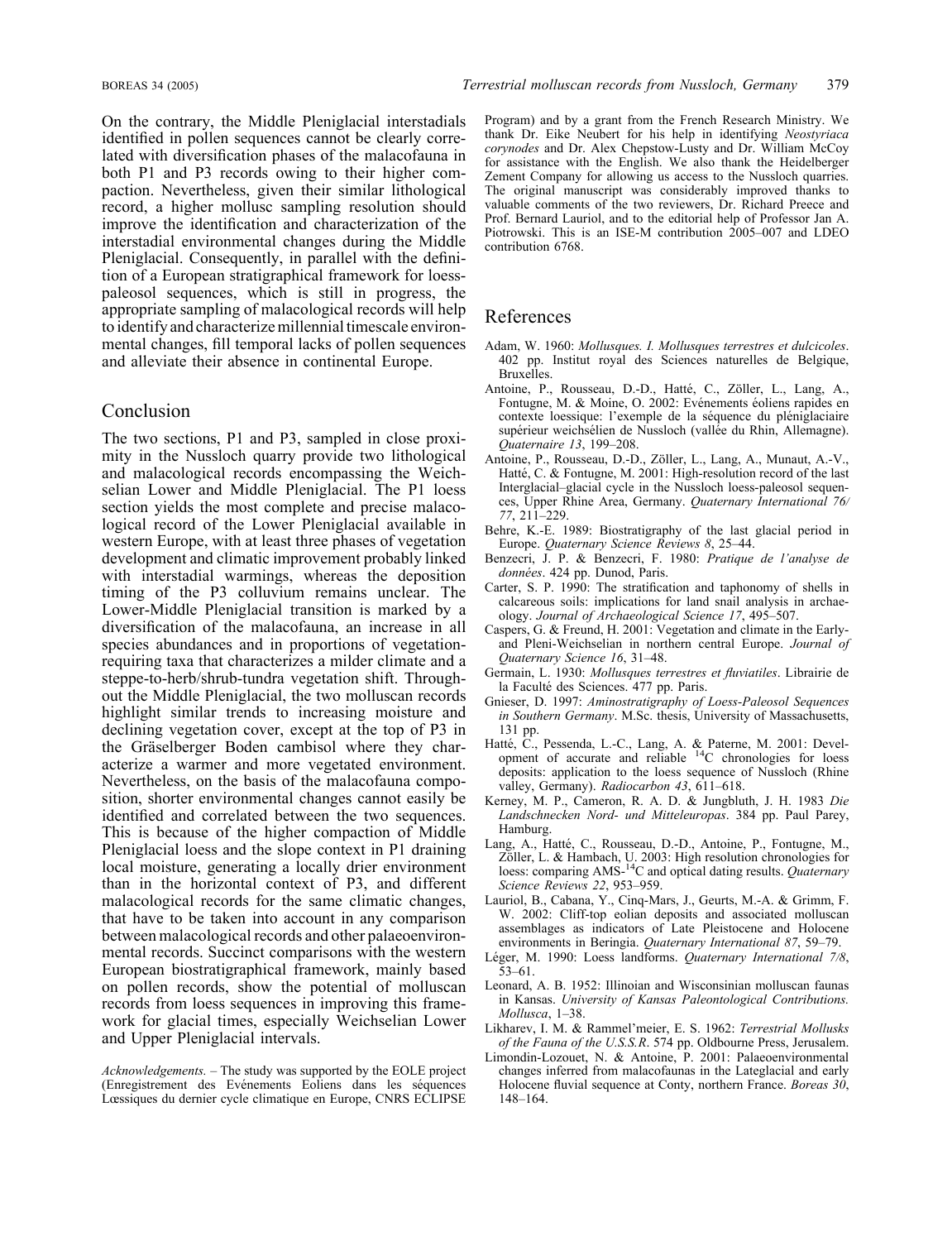On the contrary, the Middle Pleniglacial interstadials identified in pollen sequences cannot be clearly correlated with diversification phases of the malacofauna in both P1 and P3 records owing to their higher compaction. Nevertheless, given their similar lithological record, a higher mollusc sampling resolution should improve the identification and characterization of the interstadial environmental changes during the Middle Pleniglacial. Consequently, in parallel with the definition of a European stratigraphical framework for loess-paleosol sequences, which is still in progress, the appropriate sampling of malacological records will help to identify and characterize millennial timescale environmental changes, fill temporal lacks of pollen sequences and alleviate their absence in continental Europe.

## Conclusion

The two sections, P1 and P3, sampled in close proximity in the Nussloch quarry provide two lithological and malacological records encompassing the Weichselian Lower and Middle Pleniglacial. The P1 loess section yields the most complete and precise malacological record of the Lower Pleniglacial available in western Europe, with at least three phases of vegetation development and climatic improvement probably linked with interstadial warmings, whereas the deposition timing of the P3 colluvium remains unclear. The Lower-Middle Pleniglacial transition is marked by a diversification of the malacofauna, an increase in all species abundances and in proportions of vegetation-requiring taxa that characterizes a milder climate and a steppe-to-herb/shrub-tundra vegetation shift. Throughout the Middle Pleniglacial, the two molluscan records highlight similar trends to increasing moisture and declining vegetation cover, except at the top of P3 in the Gräselberger Boden cambisol where they characterize a warmer and more vegetated environment. Nevertheless, on the basis of the malacofauna composition, shorter environmental changes cannot easily be identified and correlated between the two sequences. This is because of the higher compaction of Middle Pleniglacial loess and the slope context in P1 draining local moisture, generating a locally drier environment than in the horizontal context of P3, and different malacological records for the same climatic changes, that have to be taken into account in any comparison between malacological records and other palaeoenvironmental records. Succinct comparisons with the western European biostratigraphical framework, mainly based on pollen records, show the potential of molluscan records from loess sequences in improving this framework for glacial times, especially Weichselian Lower and Upper Pleniglacial intervals.

*Acknowledgements.* – The study was supported by the EOLE project (Enregistrement des Evénements Eoliens dans les séquences Lœssiques du dernier cycle climatique en Europe, CNRS ECLIPSE Program) and by a grant from the French Research Ministry. We thank Dr. Eike Neubert for his help in identifying *Neostyriaca corynodes* and Dr. Alex Chepstow-Lusty and Dr. William McCoy for assistance with the English. We also thank the Heidelberger Zement Company for allowing us access to the Nussloch quarries. The original manuscript was considerably improved thanks to valuable comments of the two reviewers, Dr. Richard Preece and Prof. Bernard Lauriol, and to the editorial help of Professor Jan A. Piotrowski. This is an ISE-M contribution 2005–007 and LDEO contribution 6768.

## References

Adam, W. 1960: *Mollusques. I. Mollusques terrestres et dulcicoles*. 402 pp. Institut royal des Sciences naturelles de Belgique, Bruxelles.

Antoine, P., Rousseau, D.-D., Hatté, C., Zöller, L., Lang, A., Fontugne, M. & Moine, O. 2002: Evénements éoliens rapides en contexte loessique: l'exemple de la séquence du pléniglaciaire supérieur weichsélien de Nussloch (vallée du Rhin, Allemagne). *Quaternaire 13*, 199–208.

Antoine, P., Rousseau, D.-D., Zöller, L., Lang, A., Munaut, A.-V., Hatté, C. & Fontugne, M. 2001: High-resolution record of the last Interglacial–glacial cycle in the Nussloch loess-paleosol sequences, Upper Rhine Area, Germany. *Quaternary International 76/77*, 211–229.

Behre, K.-E. 1989: Biostratigraphy of the last glacial period in Europe. *Quaternary Science Reviews 8*, 25–44.

Benzecri, J. P. & Benzecri, F. 1980: *Pratique de l'analyse de données*. 424 pp. Dunod, Paris.

Carter, S. P. 1990: The stratification and taphonomy of shells in calcareous soils: implications for land snail analysis in archaeology. *Journal of Archaeological Science 17*, 495–507.

Caspers, G. & Freund, H. 2001: Vegetation and climate in the Early- and Pleni-Weichselian in northern central Europe. *Journal of Quaternary Science 16*, 31–48.

Germain, L. 1930: *Mollusques terrestres et fluviatiles*. Librairie de la Faculté des Sciences. 477 pp. Paris.

Gnieser, D. 1997: *Aminostratigraphy of Loess-Paleosol Sequences in Southern Germany*. M.Sc. thesis, University of Massachusetts, 131 pp.

Hatté, C., Pessenda, L.-C., Lang, A. & Paterne, M. 2001: Development of accurate and reliable $^{14}$C chronologies for loess deposits: application to the loess sequence of Nussloch (Rhine valley, Germany). *Radiocarbon 43*, 611–618.

Kerney, M. P., Cameron, R. A. D. & Jungbluth, J. H. 1983 *Die Landschnecken Nord- und Mitteleuropas*. 384 pp. Paul Parey, Hamburg.

Lang, A., Hatté, C., Rousseau, D.-D., Antoine, P., Fontugne, M., Zöller, L. & Hambach, U. 2003: High resolution chronologies for loess: comparing AMS-$^{14}$C and optical dating results. *Quaternary Science Reviews 22*, 953–959.

Lauriol, B., Cabana, Y., Cinq-Mars, J., Geurts, M.-A. & Grimm, F. W. 2002: Cliff-top eolian deposits and associated molluscan assemblages as indicators of Late Pleistocene and Holocene environments in Beringia. *Quaternary International 87*, 59–79.

Léger, M. 1990: Loess landforms. *Quaternary International 7/8*, 53–61.

Leonard, A. B. 1952: Illinoian and Wisconsinian molluscan faunas in Kansas. *University of Kansas Paleontological Contributions. Mollusca*, 1–38.

Likharev, I. M. & Rammel'meier, E. S. 1962: *Terrestrial Mollusks of the Fauna of the U.S.S.R*. 574 pp. Oldbourne Press, Jerusalem.

Limondin-Lozouet, N. & Antoine, P. 2001: Palaeoenvironmental changes inferred from malacofaunas in the Lateglacial and early Holocene fluvial sequence at Conty, northern France. *Boreas 30*, 148–164.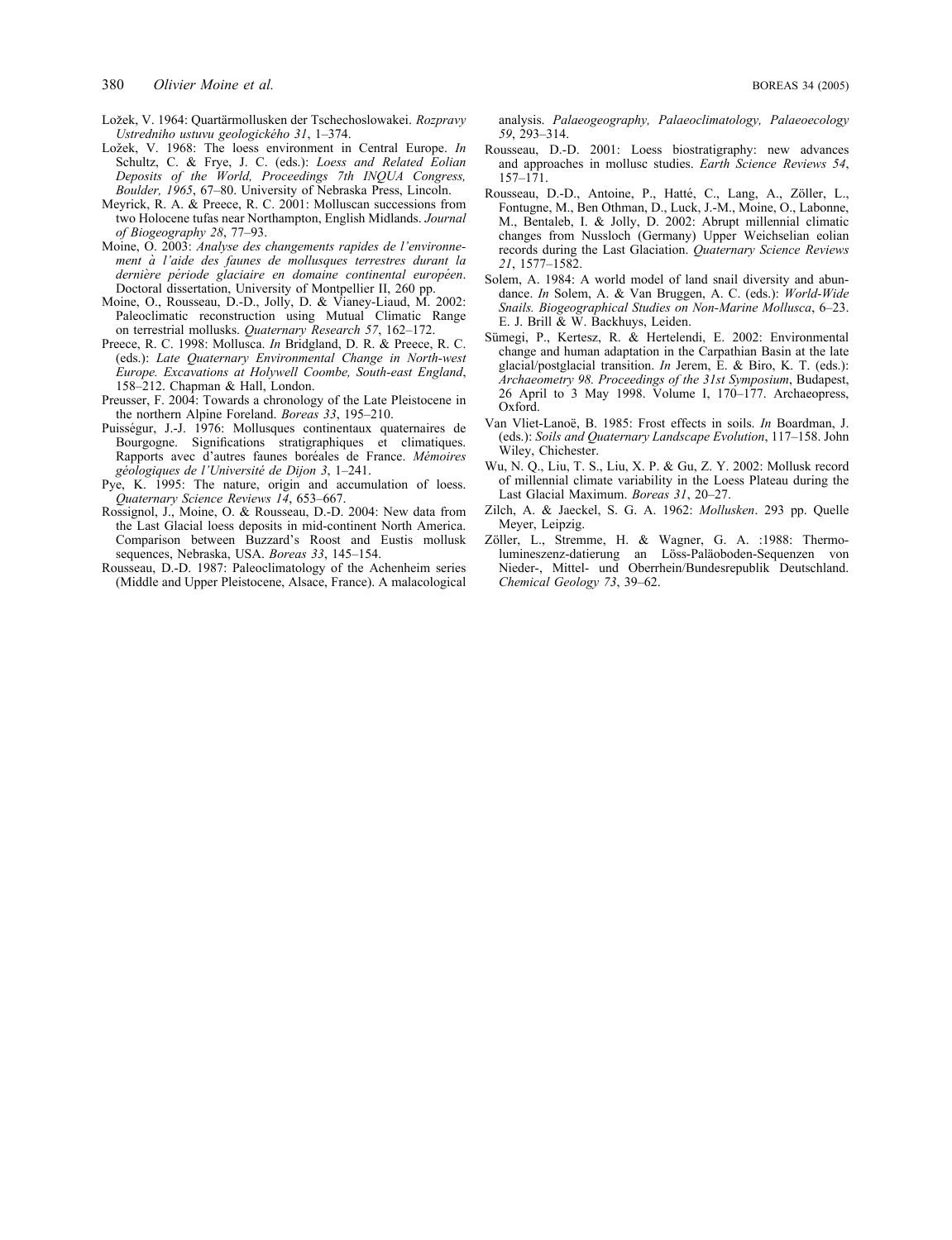Ložek, V. 1964: Quartärmollusken der Tschechoslowakei. *Rozpravy Ustredniho ustuvu geologického 31*, 1–374.

Ložek, V. 1968: The loess environment in Central Europe. *In* Schultz, C. & Frye, J. C. (eds.): *Loess and Related Eolian Deposits of the World, Proceedings 7th INQUA Congress, Boulder, 1965*, 67–80. University of Nebraska Press, Lincoln.

Meyrick, R. A. & Preece, R. C. 2001: Molluscan successions from two Holocene tufas near Northampton, English Midlands. *Journal of Biogeography 28*, 77–93.

Moine, O. 2003: *Analyse des changements rapides de l'environnement à l'aide des faunes de mollusques terrestres durant la dernière période glaciaire en domaine continental européen*. Doctoral dissertation, University of Montpellier II, 260 pp.

Moine, O., Rousseau, D.-D., Jolly, D. & Vianey-Liaud, M. 2002: Paleoclimatic reconstruction using Mutual Climatic Range on terrestrial mollusks. *Quaternary Research 57*, 162–172.

Preece, R. C. 1998: Mollusca. *In* Bridgland, D. R. & Preece, R. C. (eds.): *Late Quaternary Environmental Change in North-west Europe. Excavations at Holywell Coombe, South-east England*, 158–212. Chapman & Hall, London.

Preusser, F. 2004: Towards a chronology of the Late Pleistocene in the northern Alpine Foreland. *Boreas 33*, 195–210.

Puisségur, J.-J. 1976: Mollusques continentaux quaternaires de Bourgogne. Significations stratigraphiques et climatiques. Rapports avec d'autres faunes boréales de France. *Mémoires géologiques de l'Université de Dijon 3*, 1–241.

Pye, K. 1995: The nature, origin and accumulation of loess. *Quaternary Science Reviews 14*, 653–667.

Rossignol, J., Moine, O. & Rousseau, D.-D. 2004: New data from the Last Glacial loess deposits in mid-continent North America. Comparison between Buzzard's Roost and Eustis mollusk sequences, Nebraska, USA. *Boreas 33*, 145–154.

Rousseau, D.-D. 1987: Paleoclimatology of the Achenheim series (Middle and Upper Pleistocene, Alsace, France). A malacological analysis. *Palaeogeography, Palaeoclimatology, Palaeoecology 59*, 293–314.

Rousseau, D.-D. 2001: Loess biostratigraphy: new advances and approaches in mollusc studies. *Earth Science Reviews 54*, 157–171.

Rousseau, D.-D., Antoine, P., Hatté, C., Lang, A., Zöller, L., Fontugne, M., Ben Othman, D., Luck, J.-M., Moine, O., Labonne, M., Bentaleb, I. & Jolly, D. 2002: Abrupt millennial climatic changes from Nussloch (Germany) Upper Weichselian eolian records during the Last Glaciation. *Quaternary Science Reviews 21*, 1577–1582.

Solem, A. 1984: A world model of land snail diversity and abundance. *In* Solem, A. & Van Bruggen, A. C. (eds.): *World-Wide Snails. Biogeographical Studies on Non-Marine Mollusca*, 6–23. E. J. Brill & W. Backhuys, Leiden.

Sümegi, P., Kertesz, R. & Hertelendi, E. 2002: Environmental change and human adaptation in the Carpathian Basin at the late glacial/postglacial transition. *In* Jerem, E. & Biro, K. T. (eds.): *Archaeometry 98. Proceedings of the 31st Symposium*, Budapest, 26 April to 3 May 1998. Volume I, 170–177. Archaeopress, Oxford.

Van Vliet-Lanoë, B. 1985: Frost effects in soils. *In* Boardman, J. (eds.): *Soils and Quaternary Landscape Evolution*, 117–158. John Wiley, Chichester.

Wu, N. Q., Liu, T. S., Liu, X. P. & Gu, Z. Y. 2002: Mollusk record of millennial climate variability in the Loess Plateau during the Last Glacial Maximum. *Boreas 31*, 20–27.

Zilch, A. & Jaeckel, S. G. A. 1962: *Mollusken*. 293 pp. Quelle Meyer, Leipzig.

Zöller, L., Stremme, H. & Wagner, G. A. :1988: Thermolumineszenz-datierung an Löss-Paläoboden-Sequenzen von Nieder-, Mittel- und Oberrhein/Bundesrepublik Deutschland. *Chemical Geology 73*, 39–62.